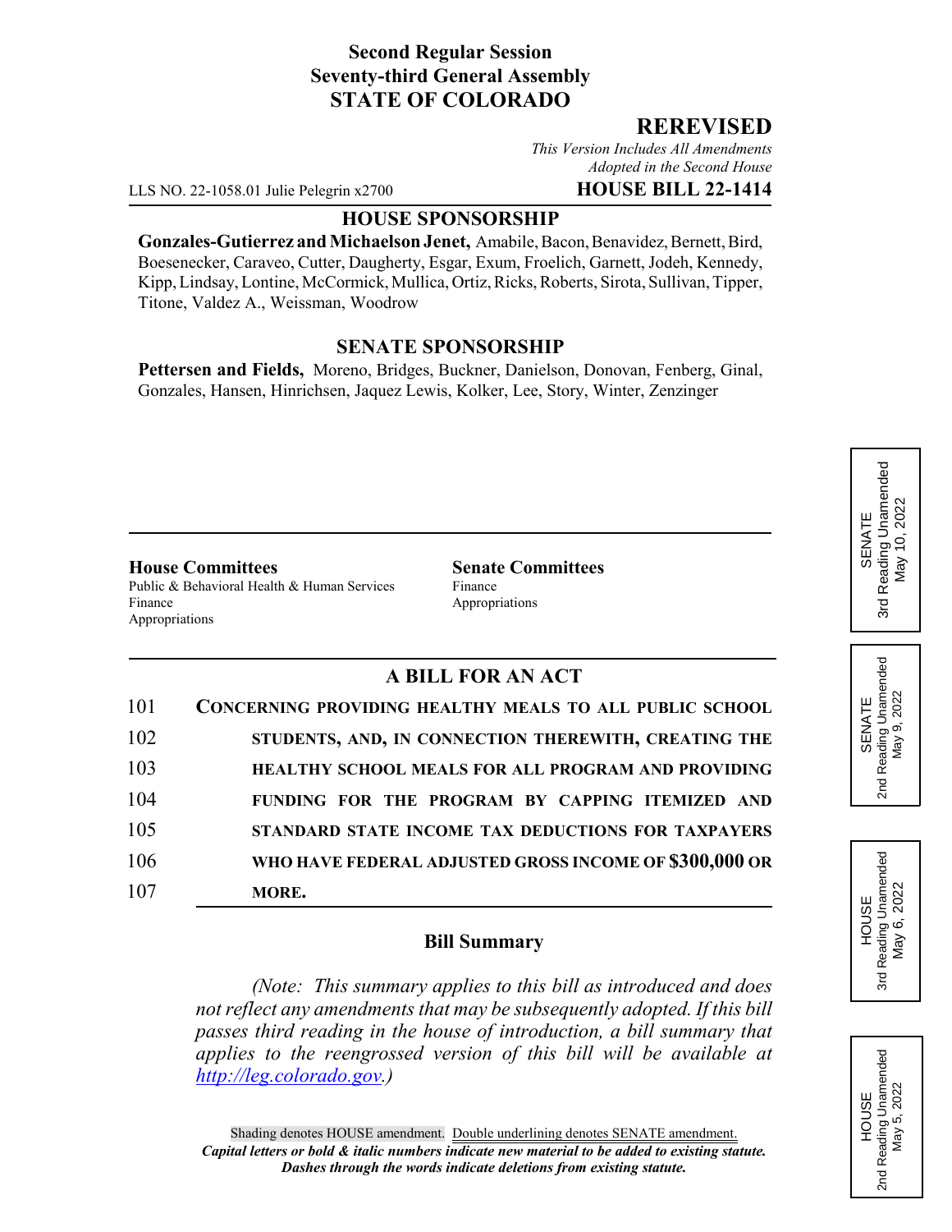**Second Regular Session**
**Seventy-third General Assembly**
**STATE OF COLORADO**

## REREVISED

*This Version Includes All Amendments Adopted in the Second House*

LLS NO. 22-1058.01 Julie Pelegrin x2700 **HOUSE BILL 22-1414**

### HOUSE SPONSORSHIP

**Gonzales-Gutierrez and Michaelson Jenet,** Amabile, Bacon, Benavidez, Bernett, Bird, Boesenecker, Caraveo, Cutter, Daugherty, Esgar, Exum, Froelich, Garnett, Jodeh, Kennedy, Kipp, Lindsay, Lontine, McCormick, Mullica, Ortiz, Ricks, Roberts, Sirota, Sullivan, Tipper, Titone, Valdez A., Weissman, Woodrow

### SENATE SPONSORSHIP

**Pettersen and Fields,** Moreno, Bridges, Buckner, Danielson, Donovan, Fenberg, Ginal, Gonzales, Hansen, Hinrichsen, Jaquez Lewis, Kolker, Lee, Story, Winter, Zenzinger

SENATE 3rd Reading Unamended May 10, 2022

SENATE 2nd Reading Unamended May 9, 2022

HOUSE 3rd Reading Unamended May 6, 2022

HOUSE 2nd Reading Unamended May 5, 2022

**House Committees**
Public & Behavioral Health & Human Services
Finance
Appropriations

**Senate Committees**
Finance
Appropriations

### A BILL FOR AN ACT

101 **CONCERNING PROVIDING HEALTHY MEALS TO ALL PUBLIC SCHOOL**
102 **STUDENTS, AND, IN CONNECTION THEREWITH, CREATING THE**
103 **HEALTHY SCHOOL MEALS FOR ALL PROGRAM AND PROVIDING**
104 **FUNDING FOR THE PROGRAM BY CAPPING ITEMIZED AND**
105 **STANDARD STATE INCOME TAX DEDUCTIONS FOR TAXPAYERS**
106 **WHO HAVE FEDERAL ADJUSTED GROSS INCOME OF $300,000 OR**
107 **MORE.**

### Bill Summary

*(Note: This summary applies to this bill as introduced and does not reflect any amendments that may be subsequently adopted. If this bill passes third reading in the house of introduction, a bill summary that applies to the reengrossed version of this bill will be available at http://leg.colorado.gov.)*

Shading denotes HOUSE amendment. Double underlining denotes SENATE amendment.
***Capital letters or bold & italic numbers indicate new material to be added to existing statute.***
***Dashes through the words indicate deletions from existing statute.***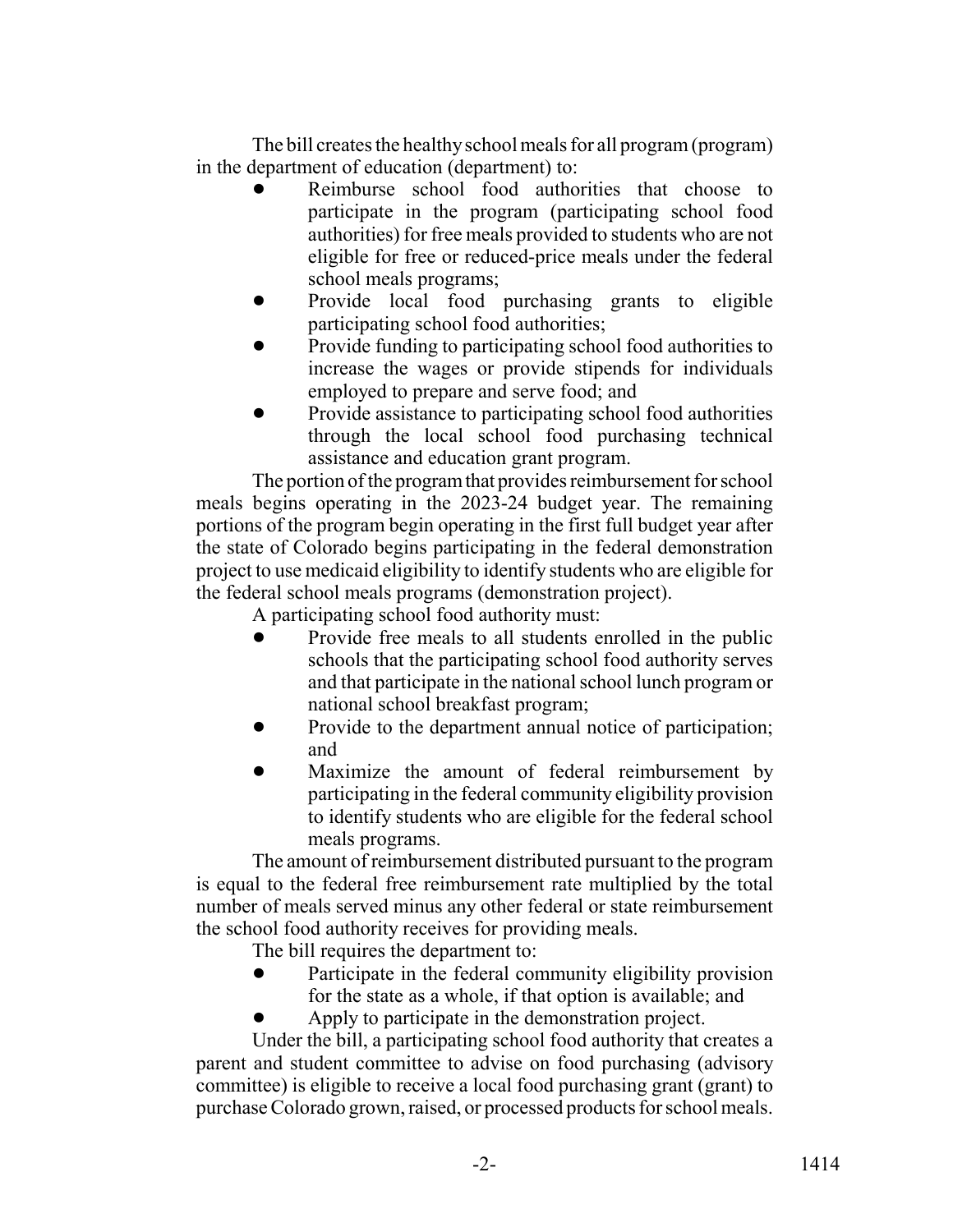The bill creates the healthy school meals for all program (program) in the department of education (department) to:

- Reimburse school food authorities that choose to participate in the program (participating school food authorities) for free meals provided to students who are not eligible for free or reduced-price meals under the federal school meals programs;
- Provide local food purchasing grants to eligible participating school food authorities;
- Provide funding to participating school food authorities to increase the wages or provide stipends for individuals employed to prepare and serve food; and
- Provide assistance to participating school food authorities through the local school food purchasing technical assistance and education grant program.

The portion of the program that provides reimbursement for school meals begins operating in the 2023-24 budget year. The remaining portions of the program begin operating in the first full budget year after the state of Colorado begins participating in the federal demonstration project to use medicaid eligibility to identify students who are eligible for the federal school meals programs (demonstration project).

A participating school food authority must:

- Provide free meals to all students enrolled in the public schools that the participating school food authority serves and that participate in the national school lunch program or national school breakfast program;
- Provide to the department annual notice of participation; and
- Maximize the amount of federal reimbursement by participating in the federal community eligibility provision to identify students who are eligible for the federal school meals programs.

The amount of reimbursement distributed pursuant to the program is equal to the federal free reimbursement rate multiplied by the total number of meals served minus any other federal or state reimbursement the school food authority receives for providing meals.

The bill requires the department to:

- Participate in the federal community eligibility provision for the state as a whole, if that option is available; and
- Apply to participate in the demonstration project.

Under the bill, a participating school food authority that creates a parent and student committee to advise on food purchasing (advisory committee) is eligible to receive a local food purchasing grant (grant) to purchase Colorado grown, raised, or processed products for school meals.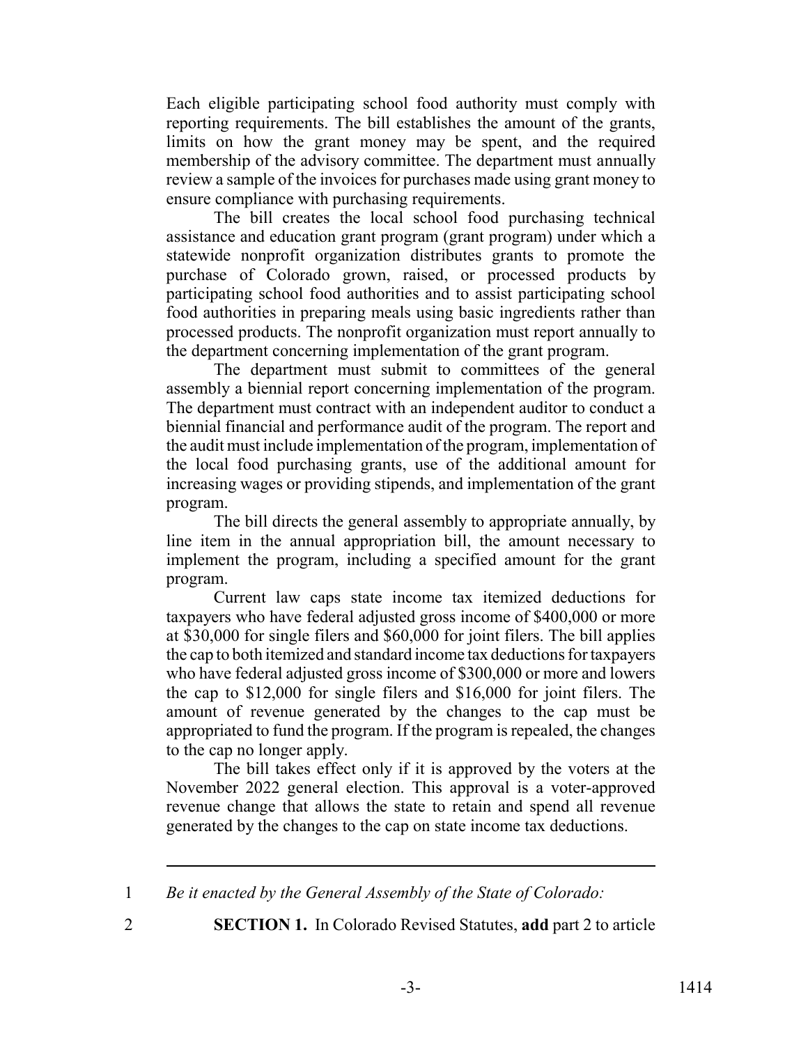Each eligible participating school food authority must comply with reporting requirements. The bill establishes the amount of the grants, limits on how the grant money may be spent, and the required membership of the advisory committee. The department must annually review a sample of the invoices for purchases made using grant money to ensure compliance with purchasing requirements.

The bill creates the local school food purchasing technical assistance and education grant program (grant program) under which a statewide nonprofit organization distributes grants to promote the purchase of Colorado grown, raised, or processed products by participating school food authorities and to assist participating school food authorities in preparing meals using basic ingredients rather than processed products. The nonprofit organization must report annually to the department concerning implementation of the grant program.

The department must submit to committees of the general assembly a biennial report concerning implementation of the program. The department must contract with an independent auditor to conduct a biennial financial and performance audit of the program. The report and the audit must include implementation of the program, implementation of the local food purchasing grants, use of the additional amount for increasing wages or providing stipends, and implementation of the grant program.

The bill directs the general assembly to appropriate annually, by line item in the annual appropriation bill, the amount necessary to implement the program, including a specified amount for the grant program.

Current law caps state income tax itemized deductions for taxpayers who have federal adjusted gross income of $400,000 or more at $30,000 for single filers and $60,000 for joint filers. The bill applies the cap to both itemized and standard income tax deductions for taxpayers who have federal adjusted gross income of $300,000 or more and lowers the cap to $12,000 for single filers and $16,000 for joint filers. The amount of revenue generated by the changes to the cap must be appropriated to fund the program. If the program is repealed, the changes to the cap no longer apply.

The bill takes effect only if it is approved by the voters at the November 2022 general election. This approval is a voter-approved revenue change that allows the state to retain and spend all revenue generated by the changes to the cap on state income tax deductions.

---

1 *Be it enacted by the General Assembly of the State of Colorado:*

2 **SECTION 1.** In Colorado Revised Statutes, **add** part 2 to article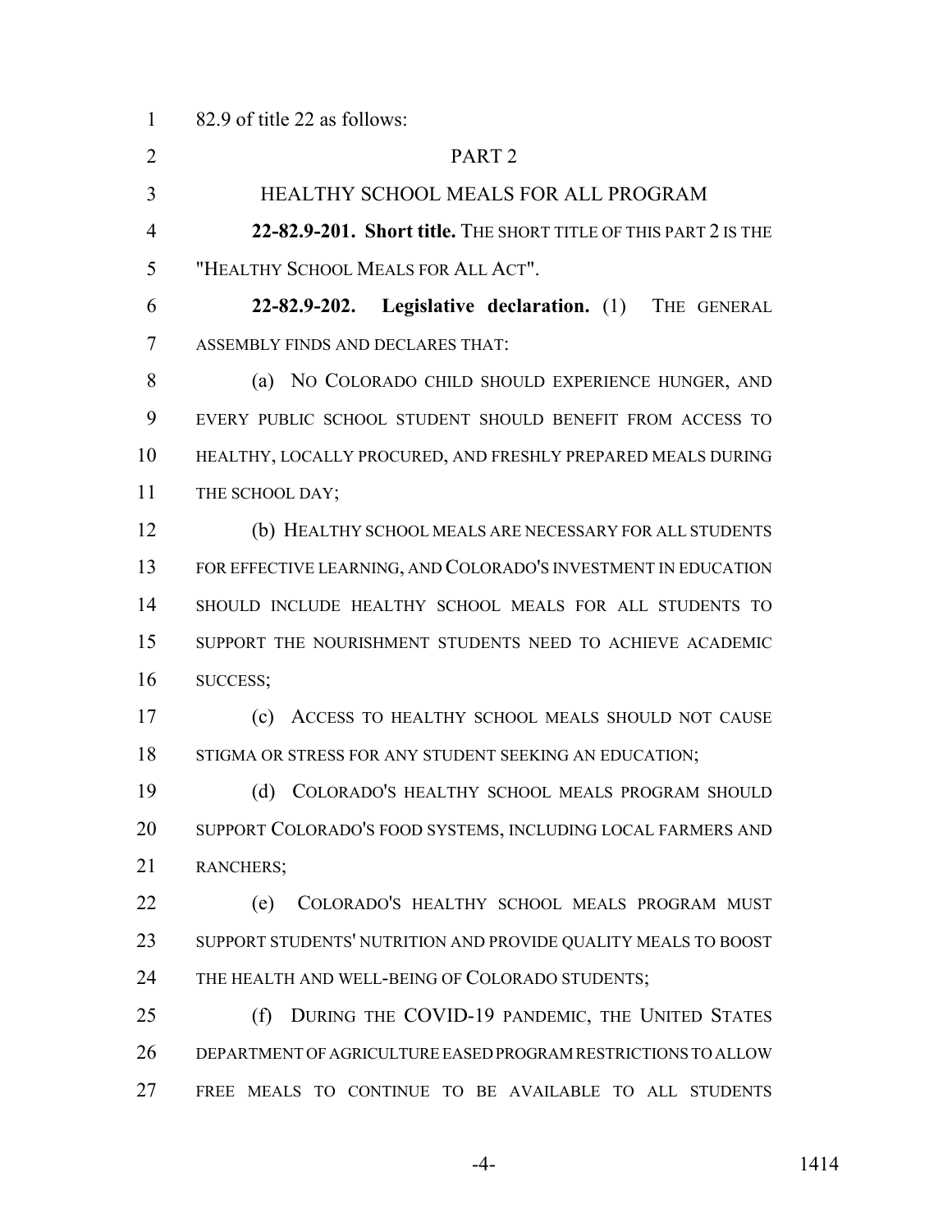82.9 of title 22 as follows:

## PART 2

## HEALTHY SCHOOL MEALS FOR ALL PROGRAM

**22-82.9-201. Short title.** THE SHORT TITLE OF THIS PART 2 IS THE "HEALTHY SCHOOL MEALS FOR ALL ACT".

**22-82.9-202. Legislative declaration.** (1) THE GENERAL ASSEMBLY FINDS AND DECLARES THAT:

(a) NO COLORADO CHILD SHOULD EXPERIENCE HUNGER, AND EVERY PUBLIC SCHOOL STUDENT SHOULD BENEFIT FROM ACCESS TO HEALTHY, LOCALLY PROCURED, AND FRESHLY PREPARED MEALS DURING THE SCHOOL DAY;

(b) HEALTHY SCHOOL MEALS ARE NECESSARY FOR ALL STUDENTS FOR EFFECTIVE LEARNING, AND COLORADO'S INVESTMENT IN EDUCATION SHOULD INCLUDE HEALTHY SCHOOL MEALS FOR ALL STUDENTS TO SUPPORT THE NOURISHMENT STUDENTS NEED TO ACHIEVE ACADEMIC SUCCESS;

(c) ACCESS TO HEALTHY SCHOOL MEALS SHOULD NOT CAUSE STIGMA OR STRESS FOR ANY STUDENT SEEKING AN EDUCATION;

(d) COLORADO'S HEALTHY SCHOOL MEALS PROGRAM SHOULD SUPPORT COLORADO'S FOOD SYSTEMS, INCLUDING LOCAL FARMERS AND RANCHERS;

(e) COLORADO'S HEALTHY SCHOOL MEALS PROGRAM MUST SUPPORT STUDENTS' NUTRITION AND PROVIDE QUALITY MEALS TO BOOST THE HEALTH AND WELL-BEING OF COLORADO STUDENTS;

(f) DURING THE COVID-19 PANDEMIC, THE UNITED STATES DEPARTMENT OF AGRICULTURE EASED PROGRAM RESTRICTIONS TO ALLOW FREE MEALS TO CONTINUE TO BE AVAILABLE TO ALL STUDENTS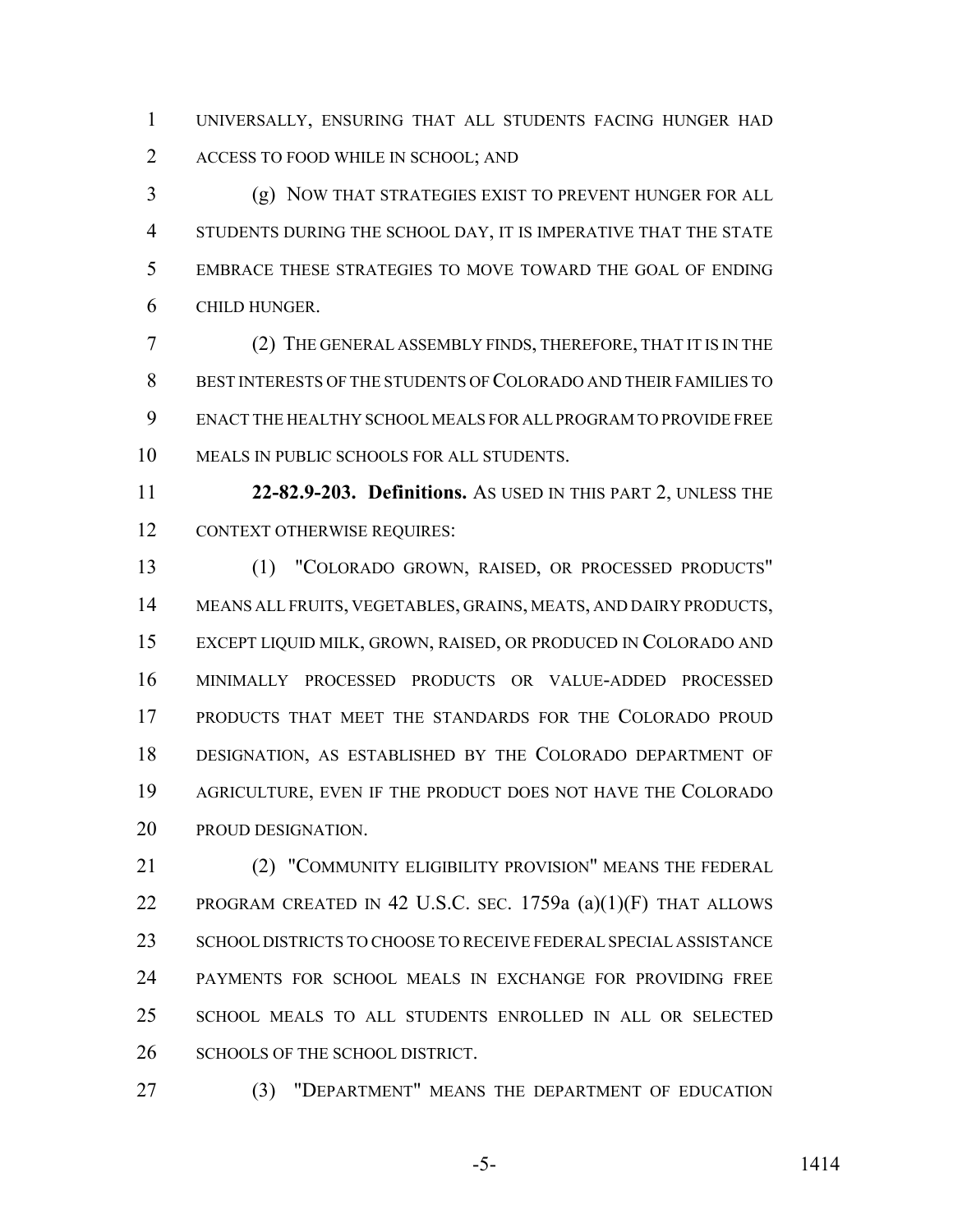UNIVERSALLY, ENSURING THAT ALL STUDENTS FACING HUNGER HAD ACCESS TO FOOD WHILE IN SCHOOL; AND

(g) NOW THAT STRATEGIES EXIST TO PREVENT HUNGER FOR ALL STUDENTS DURING THE SCHOOL DAY, IT IS IMPERATIVE THAT THE STATE EMBRACE THESE STRATEGIES TO MOVE TOWARD THE GOAL OF ENDING CHILD HUNGER.

(2) THE GENERAL ASSEMBLY FINDS, THEREFORE, THAT IT IS IN THE BEST INTERESTS OF THE STUDENTS OF COLORADO AND THEIR FAMILIES TO ENACT THE HEALTHY SCHOOL MEALS FOR ALL PROGRAM TO PROVIDE FREE MEALS IN PUBLIC SCHOOLS FOR ALL STUDENTS.

**22-82.9-203. Definitions.** AS USED IN THIS PART 2, UNLESS THE CONTEXT OTHERWISE REQUIRES:

(1) "COLORADO GROWN, RAISED, OR PROCESSED PRODUCTS" MEANS ALL FRUITS, VEGETABLES, GRAINS, MEATS, AND DAIRY PRODUCTS, EXCEPT LIQUID MILK, GROWN, RAISED, OR PRODUCED IN COLORADO AND MINIMALLY PROCESSED PRODUCTS OR VALUE-ADDED PROCESSED PRODUCTS THAT MEET THE STANDARDS FOR THE COLORADO PROUD DESIGNATION, AS ESTABLISHED BY THE COLORADO DEPARTMENT OF AGRICULTURE, EVEN IF THE PRODUCT DOES NOT HAVE THE COLORADO PROUD DESIGNATION.

(2) "COMMUNITY ELIGIBILITY PROVISION" MEANS THE FEDERAL PROGRAM CREATED IN 42 U.S.C. SEC. 1759a (a)(1)(F) THAT ALLOWS SCHOOL DISTRICTS TO CHOOSE TO RECEIVE FEDERAL SPECIAL ASSISTANCE PAYMENTS FOR SCHOOL MEALS IN EXCHANGE FOR PROVIDING FREE SCHOOL MEALS TO ALL STUDENTS ENROLLED IN ALL OR SELECTED SCHOOLS OF THE SCHOOL DISTRICT.

(3) "DEPARTMENT" MEANS THE DEPARTMENT OF EDUCATION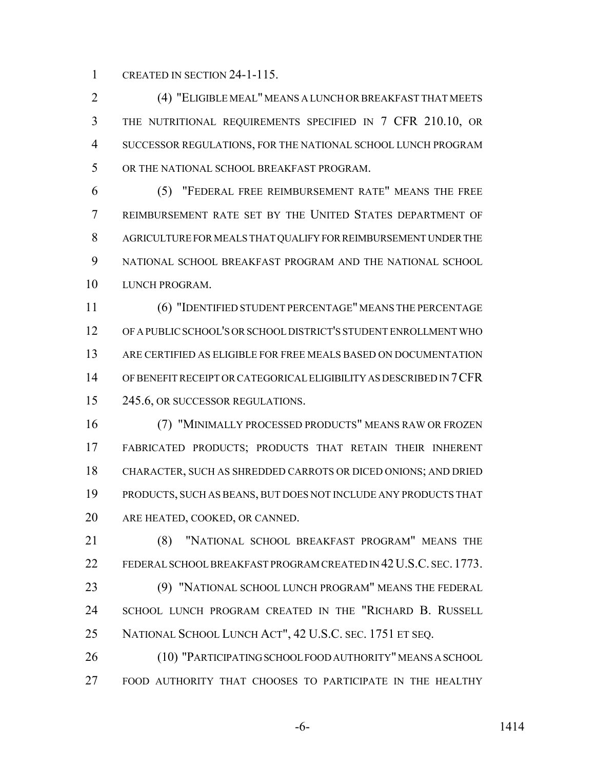CREATED IN SECTION 24-1-115.

(4) "ELIGIBLE MEAL" MEANS A LUNCH OR BREAKFAST THAT MEETS THE NUTRITIONAL REQUIREMENTS SPECIFIED IN 7 CFR 210.10, OR SUCCESSOR REGULATIONS, FOR THE NATIONAL SCHOOL LUNCH PROGRAM OR THE NATIONAL SCHOOL BREAKFAST PROGRAM.

(5) "FEDERAL FREE REIMBURSEMENT RATE" MEANS THE FREE REIMBURSEMENT RATE SET BY THE UNITED STATES DEPARTMENT OF AGRICULTURE FOR MEALS THAT QUALIFY FOR REIMBURSEMENT UNDER THE NATIONAL SCHOOL BREAKFAST PROGRAM AND THE NATIONAL SCHOOL LUNCH PROGRAM.

(6) "IDENTIFIED STUDENT PERCENTAGE" MEANS THE PERCENTAGE OF A PUBLIC SCHOOL'S OR SCHOOL DISTRICT'S STUDENT ENROLLMENT WHO ARE CERTIFIED AS ELIGIBLE FOR FREE MEALS BASED ON DOCUMENTATION OF BENEFIT RECEIPT OR CATEGORICAL ELIGIBILITY AS DESCRIBED IN 7 CFR 245.6, OR SUCCESSOR REGULATIONS.

(7) "MINIMALLY PROCESSED PRODUCTS" MEANS RAW OR FROZEN FABRICATED PRODUCTS; PRODUCTS THAT RETAIN THEIR INHERENT CHARACTER, SUCH AS SHREDDED CARROTS OR DICED ONIONS; AND DRIED PRODUCTS, SUCH AS BEANS, BUT DOES NOT INCLUDE ANY PRODUCTS THAT ARE HEATED, COOKED, OR CANNED.

(8) "NATIONAL SCHOOL BREAKFAST PROGRAM" MEANS THE FEDERAL SCHOOL BREAKFAST PROGRAM CREATED IN 42 U.S.C. SEC. 1773.

(9) "NATIONAL SCHOOL LUNCH PROGRAM" MEANS THE FEDERAL SCHOOL LUNCH PROGRAM CREATED IN THE "RICHARD B. RUSSELL NATIONAL SCHOOL LUNCH ACT", 42 U.S.C. SEC. 1751 ET SEQ.

(10) "PARTICIPATING SCHOOL FOOD AUTHORITY" MEANS A SCHOOL FOOD AUTHORITY THAT CHOOSES TO PARTICIPATE IN THE HEALTHY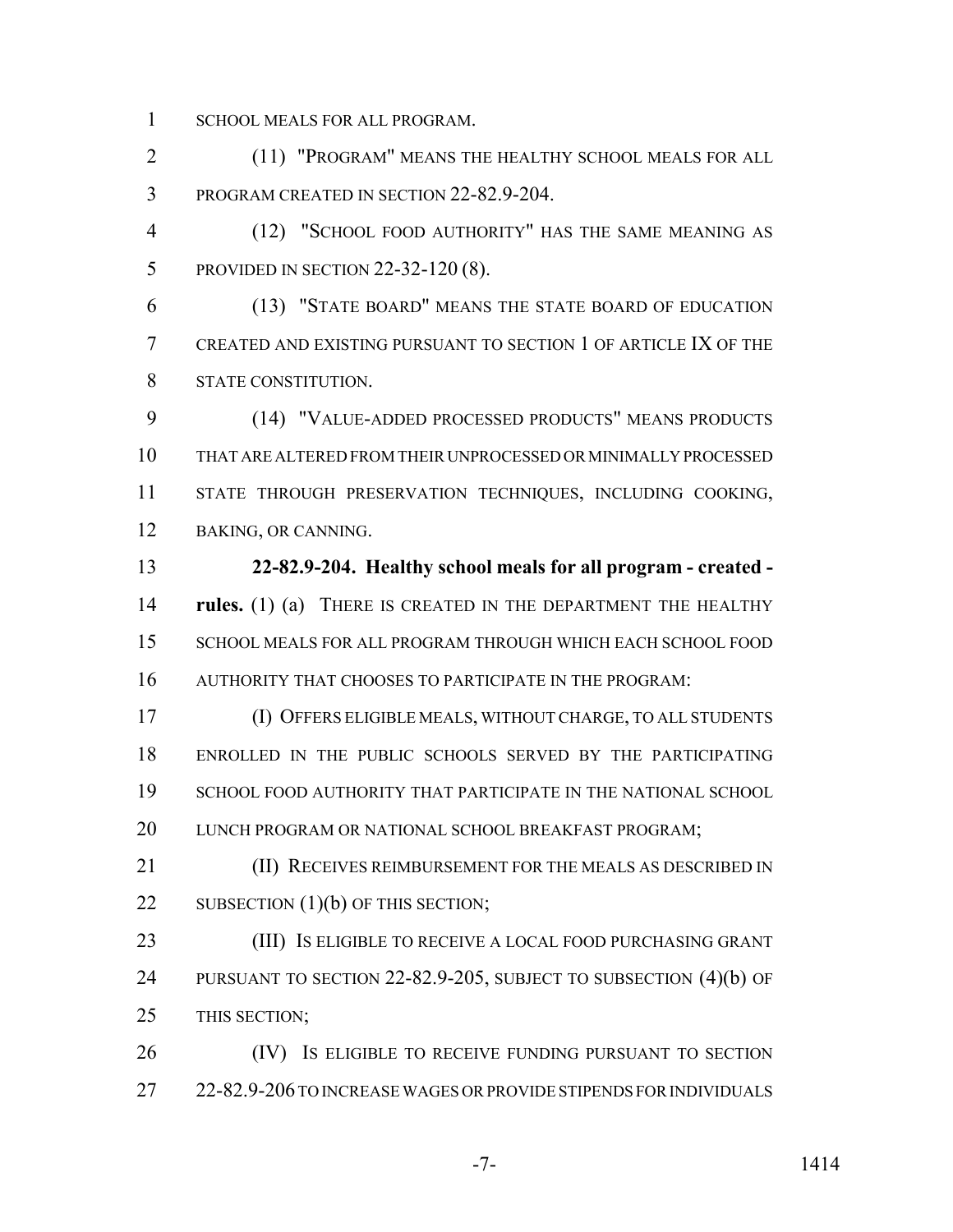SCHOOL MEALS FOR ALL PROGRAM.

(11) "PROGRAM" MEANS THE HEALTHY SCHOOL MEALS FOR ALL PROGRAM CREATED IN SECTION 22-82.9-204.

(12) "SCHOOL FOOD AUTHORITY" HAS THE SAME MEANING AS PROVIDED IN SECTION 22-32-120 (8).

(13) "STATE BOARD" MEANS THE STATE BOARD OF EDUCATION CREATED AND EXISTING PURSUANT TO SECTION 1 OF ARTICLE IX OF THE STATE CONSTITUTION.

(14) "VALUE-ADDED PROCESSED PRODUCTS" MEANS PRODUCTS THAT ARE ALTERED FROM THEIR UNPROCESSED OR MINIMALLY PROCESSED STATE THROUGH PRESERVATION TECHNIQUES, INCLUDING COOKING, BAKING, OR CANNING.

**22-82.9-204. Healthy school meals for all program - created - rules.** (1) (a) THERE IS CREATED IN THE DEPARTMENT THE HEALTHY SCHOOL MEALS FOR ALL PROGRAM THROUGH WHICH EACH SCHOOL FOOD AUTHORITY THAT CHOOSES TO PARTICIPATE IN THE PROGRAM:

(I) OFFERS ELIGIBLE MEALS, WITHOUT CHARGE, TO ALL STUDENTS ENROLLED IN THE PUBLIC SCHOOLS SERVED BY THE PARTICIPATING SCHOOL FOOD AUTHORITY THAT PARTICIPATE IN THE NATIONAL SCHOOL LUNCH PROGRAM OR NATIONAL SCHOOL BREAKFAST PROGRAM;

(II) RECEIVES REIMBURSEMENT FOR THE MEALS AS DESCRIBED IN SUBSECTION (1)(b) OF THIS SECTION;

(III) IS ELIGIBLE TO RECEIVE A LOCAL FOOD PURCHASING GRANT PURSUANT TO SECTION 22-82.9-205, SUBJECT TO SUBSECTION (4)(b) OF THIS SECTION;

(IV) IS ELIGIBLE TO RECEIVE FUNDING PURSUANT TO SECTION 22-82.9-206 TO INCREASE WAGES OR PROVIDE STIPENDS FOR INDIVIDUALS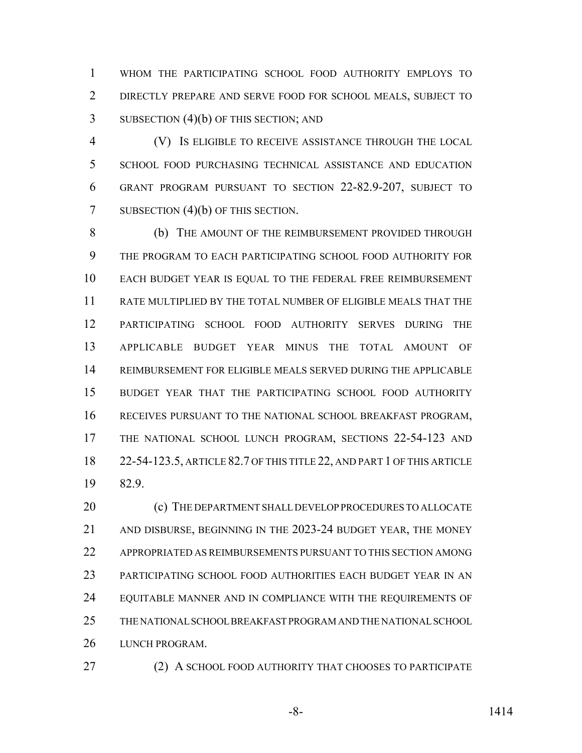WHOM THE PARTICIPATING SCHOOL FOOD AUTHORITY EMPLOYS TO DIRECTLY PREPARE AND SERVE FOOD FOR SCHOOL MEALS, SUBJECT TO SUBSECTION (4)(b) OF THIS SECTION; AND

(V) IS ELIGIBLE TO RECEIVE ASSISTANCE THROUGH THE LOCAL SCHOOL FOOD PURCHASING TECHNICAL ASSISTANCE AND EDUCATION GRANT PROGRAM PURSUANT TO SECTION 22-82.9-207, SUBJECT TO SUBSECTION (4)(b) OF THIS SECTION.

(b) THE AMOUNT OF THE REIMBURSEMENT PROVIDED THROUGH THE PROGRAM TO EACH PARTICIPATING SCHOOL FOOD AUTHORITY FOR EACH BUDGET YEAR IS EQUAL TO THE FEDERAL FREE REIMBURSEMENT RATE MULTIPLIED BY THE TOTAL NUMBER OF ELIGIBLE MEALS THAT THE PARTICIPATING SCHOOL FOOD AUTHORITY SERVES DURING THE APPLICABLE BUDGET YEAR MINUS THE TOTAL AMOUNT OF REIMBURSEMENT FOR ELIGIBLE MEALS SERVED DURING THE APPLICABLE BUDGET YEAR THAT THE PARTICIPATING SCHOOL FOOD AUTHORITY RECEIVES PURSUANT TO THE NATIONAL SCHOOL BREAKFAST PROGRAM, THE NATIONAL SCHOOL LUNCH PROGRAM, SECTIONS 22-54-123 AND 22-54-123.5, ARTICLE 82.7 OF THIS TITLE 22, AND PART 1 OF THIS ARTICLE 82.9.

(c) THE DEPARTMENT SHALL DEVELOP PROCEDURES TO ALLOCATE AND DISBURSE, BEGINNING IN THE 2023-24 BUDGET YEAR, THE MONEY APPROPRIATED AS REIMBURSEMENTS PURSUANT TO THIS SECTION AMONG PARTICIPATING SCHOOL FOOD AUTHORITIES EACH BUDGET YEAR IN AN EQUITABLE MANNER AND IN COMPLIANCE WITH THE REQUIREMENTS OF THE NATIONAL SCHOOL BREAKFAST PROGRAM AND THE NATIONAL SCHOOL LUNCH PROGRAM.

(2) A SCHOOL FOOD AUTHORITY THAT CHOOSES TO PARTICIPATE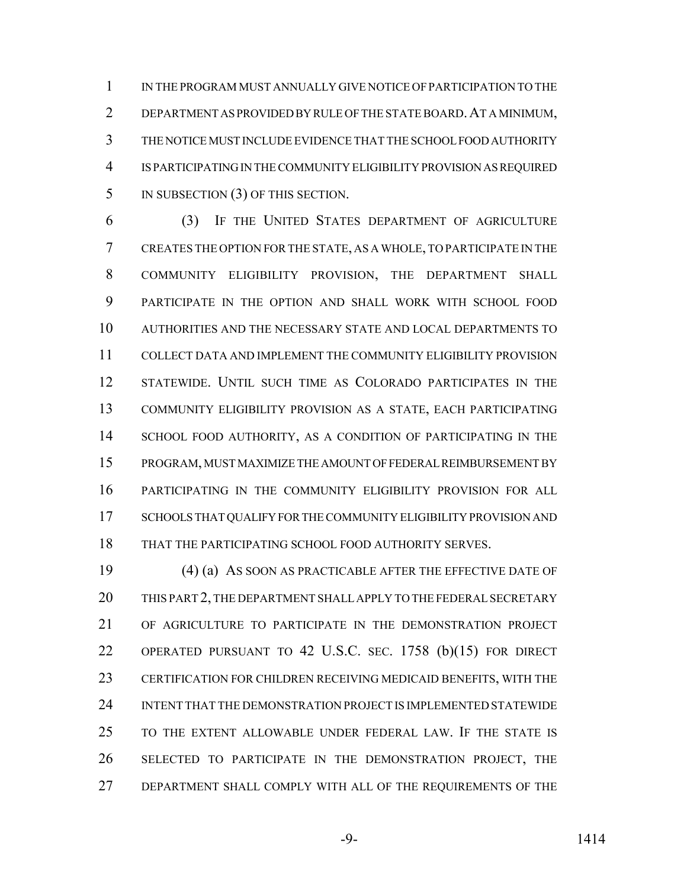IN THE PROGRAM MUST ANNUALLY GIVE NOTICE OF PARTICIPATION TO THE DEPARTMENT AS PROVIDED BY RULE OF THE STATE BOARD. AT A MINIMUM, THE NOTICE MUST INCLUDE EVIDENCE THAT THE SCHOOL FOOD AUTHORITY IS PARTICIPATING IN THE COMMUNITY ELIGIBILITY PROVISION AS REQUIRED IN SUBSECTION (3) OF THIS SECTION.

(3) IF THE UNITED STATES DEPARTMENT OF AGRICULTURE CREATES THE OPTION FOR THE STATE, AS A WHOLE, TO PARTICIPATE IN THE COMMUNITY ELIGIBILITY PROVISION, THE DEPARTMENT SHALL PARTICIPATE IN THE OPTION AND SHALL WORK WITH SCHOOL FOOD AUTHORITIES AND THE NECESSARY STATE AND LOCAL DEPARTMENTS TO COLLECT DATA AND IMPLEMENT THE COMMUNITY ELIGIBILITY PROVISION STATEWIDE. UNTIL SUCH TIME AS COLORADO PARTICIPATES IN THE COMMUNITY ELIGIBILITY PROVISION AS A STATE, EACH PARTICIPATING SCHOOL FOOD AUTHORITY, AS A CONDITION OF PARTICIPATING IN THE PROGRAM, MUST MAXIMIZE THE AMOUNT OF FEDERAL REIMBURSEMENT BY PARTICIPATING IN THE COMMUNITY ELIGIBILITY PROVISION FOR ALL SCHOOLS THAT QUALIFY FOR THE COMMUNITY ELIGIBILITY PROVISION AND THAT THE PARTICIPATING SCHOOL FOOD AUTHORITY SERVES.

(4) (a) AS SOON AS PRACTICABLE AFTER THE EFFECTIVE DATE OF THIS PART 2, THE DEPARTMENT SHALL APPLY TO THE FEDERAL SECRETARY OF AGRICULTURE TO PARTICIPATE IN THE DEMONSTRATION PROJECT OPERATED PURSUANT TO 42 U.S.C. SEC. 1758 (b)(15) FOR DIRECT CERTIFICATION FOR CHILDREN RECEIVING MEDICAID BENEFITS, WITH THE INTENT THAT THE DEMONSTRATION PROJECT IS IMPLEMENTED STATEWIDE TO THE EXTENT ALLOWABLE UNDER FEDERAL LAW. IF THE STATE IS SELECTED TO PARTICIPATE IN THE DEMONSTRATION PROJECT, THE DEPARTMENT SHALL COMPLY WITH ALL OF THE REQUIREMENTS OF THE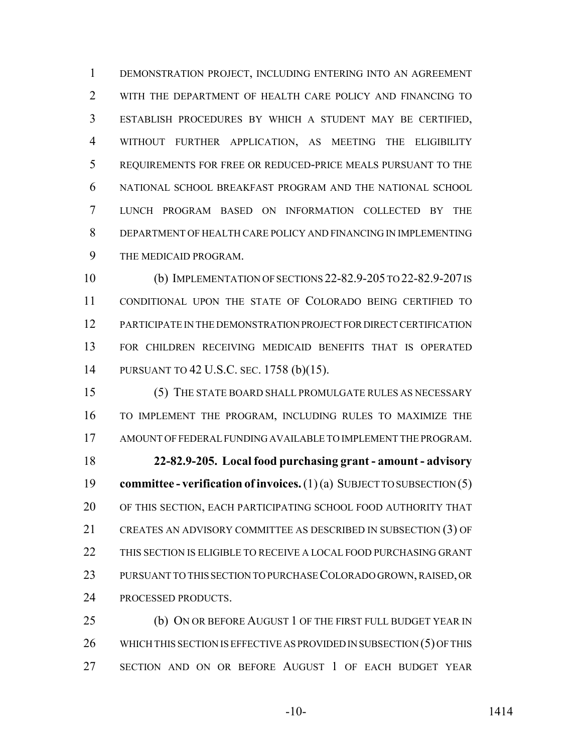DEMONSTRATION PROJECT, INCLUDING ENTERING INTO AN AGREEMENT WITH THE DEPARTMENT OF HEALTH CARE POLICY AND FINANCING TO ESTABLISH PROCEDURES BY WHICH A STUDENT MAY BE CERTIFIED, WITHOUT FURTHER APPLICATION, AS MEETING THE ELIGIBILITY REQUIREMENTS FOR FREE OR REDUCED-PRICE MEALS PURSUANT TO THE NATIONAL SCHOOL BREAKFAST PROGRAM AND THE NATIONAL SCHOOL LUNCH PROGRAM BASED ON INFORMATION COLLECTED BY THE DEPARTMENT OF HEALTH CARE POLICY AND FINANCING IN IMPLEMENTING THE MEDICAID PROGRAM.

(b) IMPLEMENTATION OF SECTIONS 22-82.9-205 TO 22-82.9-207 IS CONDITIONAL UPON THE STATE OF COLORADO BEING CERTIFIED TO PARTICIPATE IN THE DEMONSTRATION PROJECT FOR DIRECT CERTIFICATION FOR CHILDREN RECEIVING MEDICAID BENEFITS THAT IS OPERATED PURSUANT TO 42 U.S.C. SEC. 1758 (b)(15).

(5) THE STATE BOARD SHALL PROMULGATE RULES AS NECESSARY TO IMPLEMENT THE PROGRAM, INCLUDING RULES TO MAXIMIZE THE AMOUNT OF FEDERAL FUNDING AVAILABLE TO IMPLEMENT THE PROGRAM.

**22-82.9-205. Local food purchasing grant - amount - advisory committee - verification of invoices.** (1) (a) SUBJECT TO SUBSECTION (5) OF THIS SECTION, EACH PARTICIPATING SCHOOL FOOD AUTHORITY THAT CREATES AN ADVISORY COMMITTEE AS DESCRIBED IN SUBSECTION (3) OF THIS SECTION IS ELIGIBLE TO RECEIVE A LOCAL FOOD PURCHASING GRANT PURSUANT TO THIS SECTION TO PURCHASE COLORADO GROWN, RAISED, OR PROCESSED PRODUCTS.

(b) ON OR BEFORE AUGUST 1 OF THE FIRST FULL BUDGET YEAR IN WHICH THIS SECTION IS EFFECTIVE AS PROVIDED IN SUBSECTION (5) OF THIS SECTION AND ON OR BEFORE AUGUST 1 OF EACH BUDGET YEAR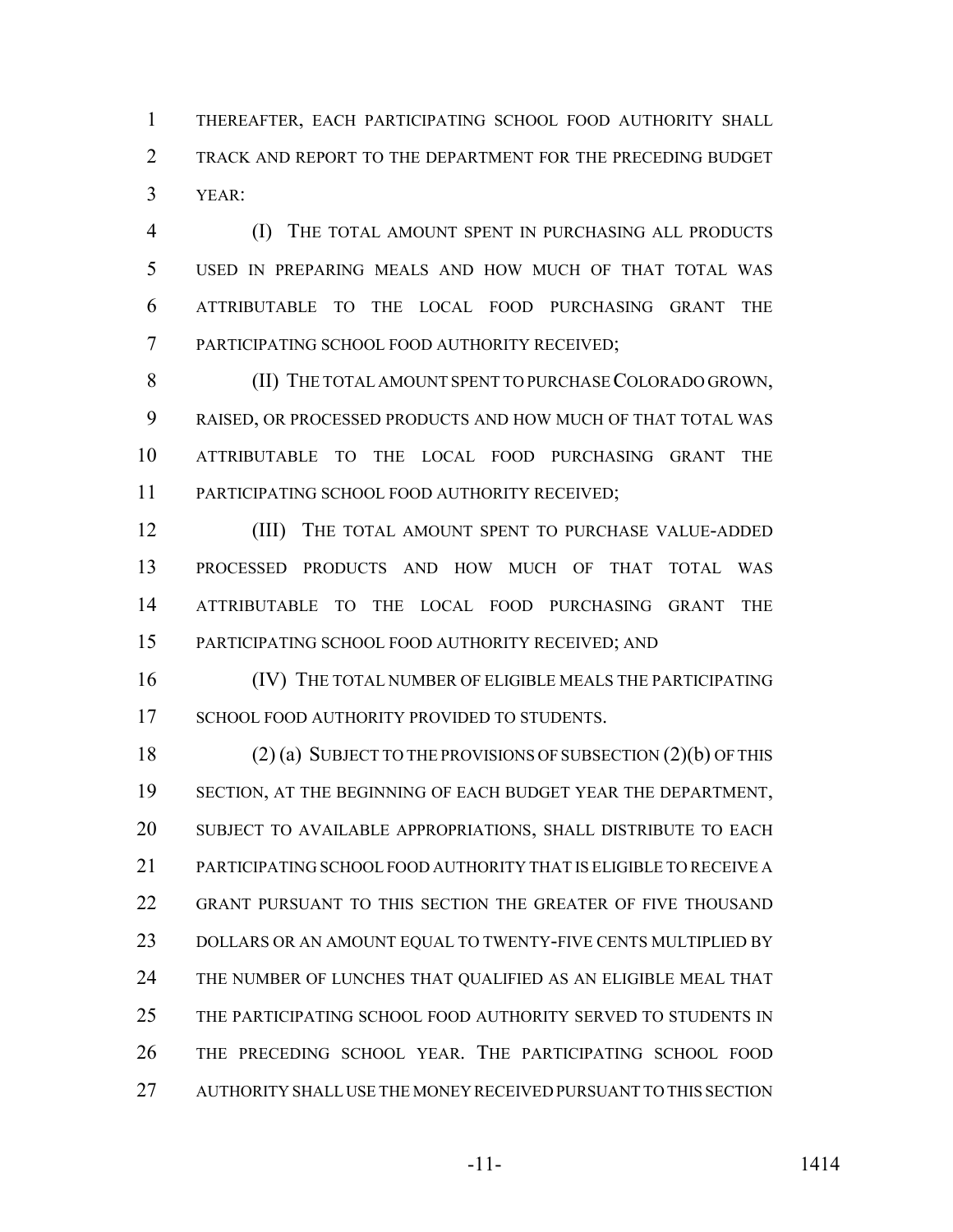THEREAFTER, EACH PARTICIPATING SCHOOL FOOD AUTHORITY SHALL TRACK AND REPORT TO THE DEPARTMENT FOR THE PRECEDING BUDGET YEAR:

(I) THE TOTAL AMOUNT SPENT IN PURCHASING ALL PRODUCTS USED IN PREPARING MEALS AND HOW MUCH OF THAT TOTAL WAS ATTRIBUTABLE TO THE LOCAL FOOD PURCHASING GRANT THE PARTICIPATING SCHOOL FOOD AUTHORITY RECEIVED;

(II) THE TOTAL AMOUNT SPENT TO PURCHASE COLORADO GROWN, RAISED, OR PROCESSED PRODUCTS AND HOW MUCH OF THAT TOTAL WAS ATTRIBUTABLE TO THE LOCAL FOOD PURCHASING GRANT THE PARTICIPATING SCHOOL FOOD AUTHORITY RECEIVED;

(III) THE TOTAL AMOUNT SPENT TO PURCHASE VALUE-ADDED PROCESSED PRODUCTS AND HOW MUCH OF THAT TOTAL WAS ATTRIBUTABLE TO THE LOCAL FOOD PURCHASING GRANT THE PARTICIPATING SCHOOL FOOD AUTHORITY RECEIVED; AND

(IV) THE TOTAL NUMBER OF ELIGIBLE MEALS THE PARTICIPATING SCHOOL FOOD AUTHORITY PROVIDED TO STUDENTS.

(2) (a) SUBJECT TO THE PROVISIONS OF SUBSECTION (2)(b) OF THIS SECTION, AT THE BEGINNING OF EACH BUDGET YEAR THE DEPARTMENT, SUBJECT TO AVAILABLE APPROPRIATIONS, SHALL DISTRIBUTE TO EACH PARTICIPATING SCHOOL FOOD AUTHORITY THAT IS ELIGIBLE TO RECEIVE A GRANT PURSUANT TO THIS SECTION THE GREATER OF FIVE THOUSAND DOLLARS OR AN AMOUNT EQUAL TO TWENTY-FIVE CENTS MULTIPLIED BY THE NUMBER OF LUNCHES THAT QUALIFIED AS AN ELIGIBLE MEAL THAT THE PARTICIPATING SCHOOL FOOD AUTHORITY SERVED TO STUDENTS IN THE PRECEDING SCHOOL YEAR. THE PARTICIPATING SCHOOL FOOD AUTHORITY SHALL USE THE MONEY RECEIVED PURSUANT TO THIS SECTION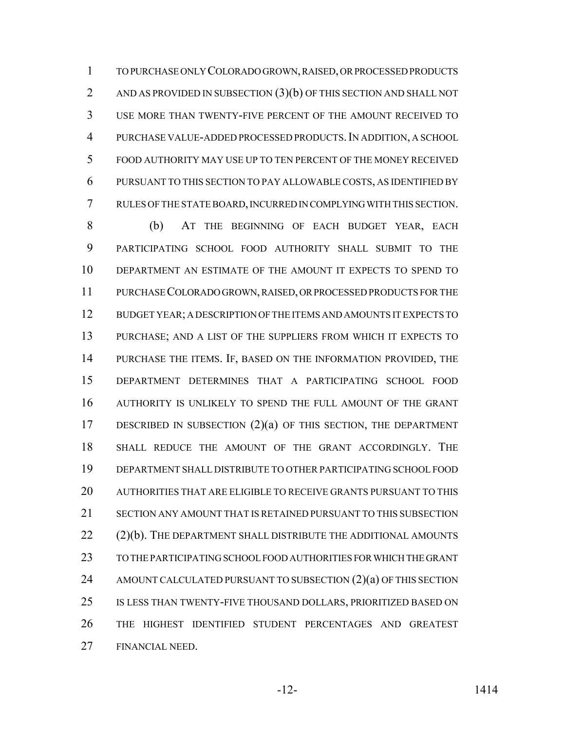TO PURCHASE ONLY COLORADO GROWN, RAISED, OR PROCESSED PRODUCTS AND AS PROVIDED IN SUBSECTION (3)(b) OF THIS SECTION AND SHALL NOT USE MORE THAN TWENTY-FIVE PERCENT OF THE AMOUNT RECEIVED TO PURCHASE VALUE-ADDED PROCESSED PRODUCTS. IN ADDITION, A SCHOOL FOOD AUTHORITY MAY USE UP TO TEN PERCENT OF THE MONEY RECEIVED PURSUANT TO THIS SECTION TO PAY ALLOWABLE COSTS, AS IDENTIFIED BY RULES OF THE STATE BOARD, INCURRED IN COMPLYING WITH THIS SECTION.

(b) AT THE BEGINNING OF EACH BUDGET YEAR, EACH PARTICIPATING SCHOOL FOOD AUTHORITY SHALL SUBMIT TO THE DEPARTMENT AN ESTIMATE OF THE AMOUNT IT EXPECTS TO SPEND TO PURCHASE COLORADO GROWN, RAISED, OR PROCESSED PRODUCTS FOR THE BUDGET YEAR; A DESCRIPTION OF THE ITEMS AND AMOUNTS IT EXPECTS TO PURCHASE; AND A LIST OF THE SUPPLIERS FROM WHICH IT EXPECTS TO PURCHASE THE ITEMS. IF, BASED ON THE INFORMATION PROVIDED, THE DEPARTMENT DETERMINES THAT A PARTICIPATING SCHOOL FOOD AUTHORITY IS UNLIKELY TO SPEND THE FULL AMOUNT OF THE GRANT DESCRIBED IN SUBSECTION (2)(a) OF THIS SECTION, THE DEPARTMENT SHALL REDUCE THE AMOUNT OF THE GRANT ACCORDINGLY. THE DEPARTMENT SHALL DISTRIBUTE TO OTHER PARTICIPATING SCHOOL FOOD AUTHORITIES THAT ARE ELIGIBLE TO RECEIVE GRANTS PURSUANT TO THIS SECTION ANY AMOUNT THAT IS RETAINED PURSUANT TO THIS SUBSECTION (2)(b). THE DEPARTMENT SHALL DISTRIBUTE THE ADDITIONAL AMOUNTS TO THE PARTICIPATING SCHOOL FOOD AUTHORITIES FOR WHICH THE GRANT AMOUNT CALCULATED PURSUANT TO SUBSECTION (2)(a) OF THIS SECTION IS LESS THAN TWENTY-FIVE THOUSAND DOLLARS, PRIORITIZED BASED ON THE HIGHEST IDENTIFIED STUDENT PERCENTAGES AND GREATEST FINANCIAL NEED.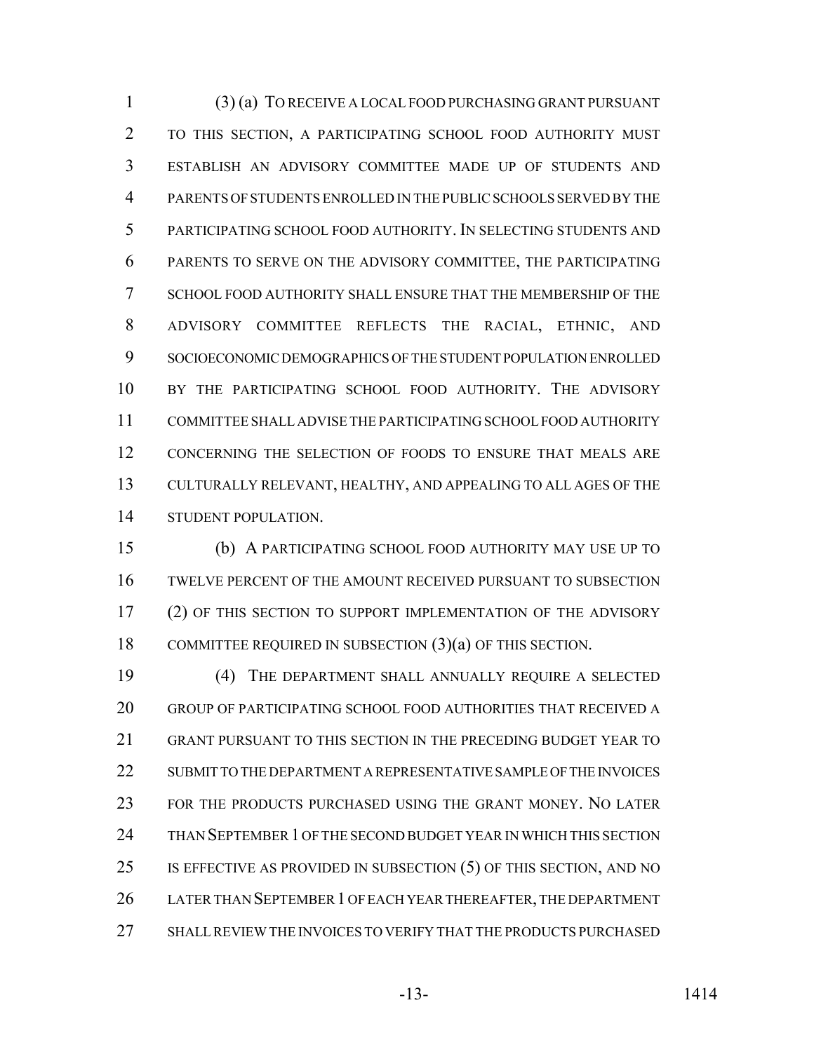(3) (a) TO RECEIVE A LOCAL FOOD PURCHASING GRANT PURSUANT TO THIS SECTION, A PARTICIPATING SCHOOL FOOD AUTHORITY MUST ESTABLISH AN ADVISORY COMMITTEE MADE UP OF STUDENTS AND PARENTS OF STUDENTS ENROLLED IN THE PUBLIC SCHOOLS SERVED BY THE PARTICIPATING SCHOOL FOOD AUTHORITY. IN SELECTING STUDENTS AND PARENTS TO SERVE ON THE ADVISORY COMMITTEE, THE PARTICIPATING SCHOOL FOOD AUTHORITY SHALL ENSURE THAT THE MEMBERSHIP OF THE ADVISORY COMMITTEE REFLECTS THE RACIAL, ETHNIC, AND SOCIOECONOMIC DEMOGRAPHICS OF THE STUDENT POPULATION ENROLLED BY THE PARTICIPATING SCHOOL FOOD AUTHORITY. THE ADVISORY COMMITTEE SHALL ADVISE THE PARTICIPATING SCHOOL FOOD AUTHORITY CONCERNING THE SELECTION OF FOODS TO ENSURE THAT MEALS ARE CULTURALLY RELEVANT, HEALTHY, AND APPEALING TO ALL AGES OF THE STUDENT POPULATION.

(b) A PARTICIPATING SCHOOL FOOD AUTHORITY MAY USE UP TO TWELVE PERCENT OF THE AMOUNT RECEIVED PURSUANT TO SUBSECTION (2) OF THIS SECTION TO SUPPORT IMPLEMENTATION OF THE ADVISORY COMMITTEE REQUIRED IN SUBSECTION (3)(a) OF THIS SECTION.

(4) THE DEPARTMENT SHALL ANNUALLY REQUIRE A SELECTED GROUP OF PARTICIPATING SCHOOL FOOD AUTHORITIES THAT RECEIVED A GRANT PURSUANT TO THIS SECTION IN THE PRECEDING BUDGET YEAR TO SUBMIT TO THE DEPARTMENT A REPRESENTATIVE SAMPLE OF THE INVOICES FOR THE PRODUCTS PURCHASED USING THE GRANT MONEY. NO LATER THAN SEPTEMBER 1 OF THE SECOND BUDGET YEAR IN WHICH THIS SECTION IS EFFECTIVE AS PROVIDED IN SUBSECTION (5) OF THIS SECTION, AND NO LATER THAN SEPTEMBER 1 OF EACH YEAR THEREAFTER, THE DEPARTMENT SHALL REVIEW THE INVOICES TO VERIFY THAT THE PRODUCTS PURCHASED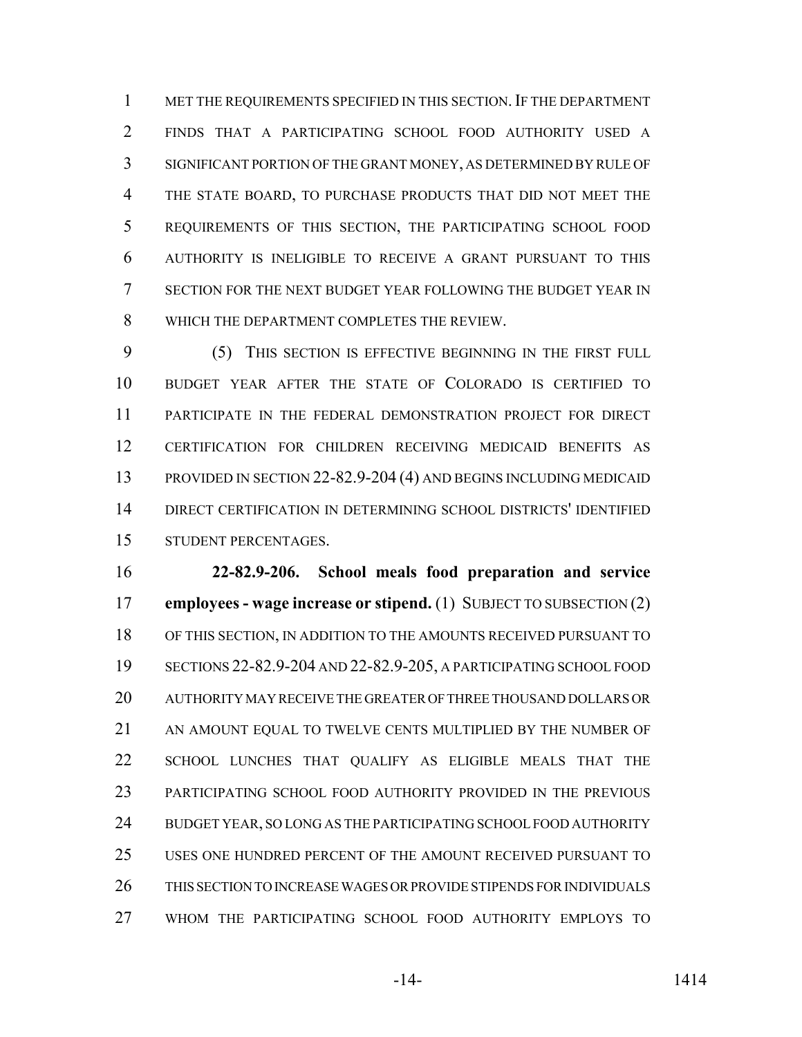MET THE REQUIREMENTS SPECIFIED IN THIS SECTION. IF THE DEPARTMENT FINDS THAT A PARTICIPATING SCHOOL FOOD AUTHORITY USED A SIGNIFICANT PORTION OF THE GRANT MONEY, AS DETERMINED BY RULE OF THE STATE BOARD, TO PURCHASE PRODUCTS THAT DID NOT MEET THE REQUIREMENTS OF THIS SECTION, THE PARTICIPATING SCHOOL FOOD AUTHORITY IS INELIGIBLE TO RECEIVE A GRANT PURSUANT TO THIS SECTION FOR THE NEXT BUDGET YEAR FOLLOWING THE BUDGET YEAR IN WHICH THE DEPARTMENT COMPLETES THE REVIEW.

(5) THIS SECTION IS EFFECTIVE BEGINNING IN THE FIRST FULL BUDGET YEAR AFTER THE STATE OF COLORADO IS CERTIFIED TO PARTICIPATE IN THE FEDERAL DEMONSTRATION PROJECT FOR DIRECT CERTIFICATION FOR CHILDREN RECEIVING MEDICAID BENEFITS AS PROVIDED IN SECTION 22-82.9-204 (4) AND BEGINS INCLUDING MEDICAID DIRECT CERTIFICATION IN DETERMINING SCHOOL DISTRICTS' IDENTIFIED STUDENT PERCENTAGES.

**22-82.9-206. School meals food preparation and service employees - wage increase or stipend.** (1) SUBJECT TO SUBSECTION (2) OF THIS SECTION, IN ADDITION TO THE AMOUNTS RECEIVED PURSUANT TO SECTIONS 22-82.9-204 AND 22-82.9-205, A PARTICIPATING SCHOOL FOOD AUTHORITY MAY RECEIVE THE GREATER OF THREE THOUSAND DOLLARS OR AN AMOUNT EQUAL TO TWELVE CENTS MULTIPLIED BY THE NUMBER OF SCHOOL LUNCHES THAT QUALIFY AS ELIGIBLE MEALS THAT THE PARTICIPATING SCHOOL FOOD AUTHORITY PROVIDED IN THE PREVIOUS BUDGET YEAR, SO LONG AS THE PARTICIPATING SCHOOL FOOD AUTHORITY USES ONE HUNDRED PERCENT OF THE AMOUNT RECEIVED PURSUANT TO THIS SECTION TO INCREASE WAGES OR PROVIDE STIPENDS FOR INDIVIDUALS WHOM THE PARTICIPATING SCHOOL FOOD AUTHORITY EMPLOYS TO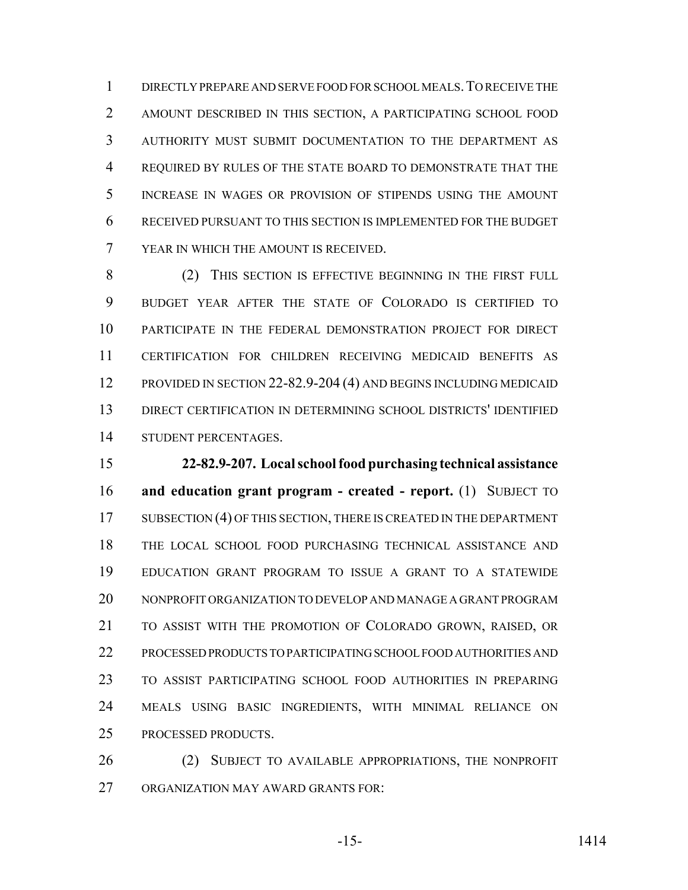DIRECTLY PREPARE AND SERVE FOOD FOR SCHOOL MEALS. TO RECEIVE THE AMOUNT DESCRIBED IN THIS SECTION, A PARTICIPATING SCHOOL FOOD AUTHORITY MUST SUBMIT DOCUMENTATION TO THE DEPARTMENT AS REQUIRED BY RULES OF THE STATE BOARD TO DEMONSTRATE THAT THE INCREASE IN WAGES OR PROVISION OF STIPENDS USING THE AMOUNT RECEIVED PURSUANT TO THIS SECTION IS IMPLEMENTED FOR THE BUDGET YEAR IN WHICH THE AMOUNT IS RECEIVED.

(2) THIS SECTION IS EFFECTIVE BEGINNING IN THE FIRST FULL BUDGET YEAR AFTER THE STATE OF COLORADO IS CERTIFIED TO PARTICIPATE IN THE FEDERAL DEMONSTRATION PROJECT FOR DIRECT CERTIFICATION FOR CHILDREN RECEIVING MEDICAID BENEFITS AS PROVIDED IN SECTION 22-82.9-204 (4) AND BEGINS INCLUDING MEDICAID DIRECT CERTIFICATION IN DETERMINING SCHOOL DISTRICTS' IDENTIFIED STUDENT PERCENTAGES.

**22-82.9-207. Local school food purchasing technical assistance and education grant program - created - report.** (1) SUBJECT TO SUBSECTION (4) OF THIS SECTION, THERE IS CREATED IN THE DEPARTMENT THE LOCAL SCHOOL FOOD PURCHASING TECHNICAL ASSISTANCE AND EDUCATION GRANT PROGRAM TO ISSUE A GRANT TO A STATEWIDE NONPROFIT ORGANIZATION TO DEVELOP AND MANAGE A GRANT PROGRAM TO ASSIST WITH THE PROMOTION OF COLORADO GROWN, RAISED, OR PROCESSED PRODUCTS TO PARTICIPATING SCHOOL FOOD AUTHORITIES AND TO ASSIST PARTICIPATING SCHOOL FOOD AUTHORITIES IN PREPARING MEALS USING BASIC INGREDIENTS, WITH MINIMAL RELIANCE ON PROCESSED PRODUCTS.

(2) SUBJECT TO AVAILABLE APPROPRIATIONS, THE NONPROFIT ORGANIZATION MAY AWARD GRANTS FOR: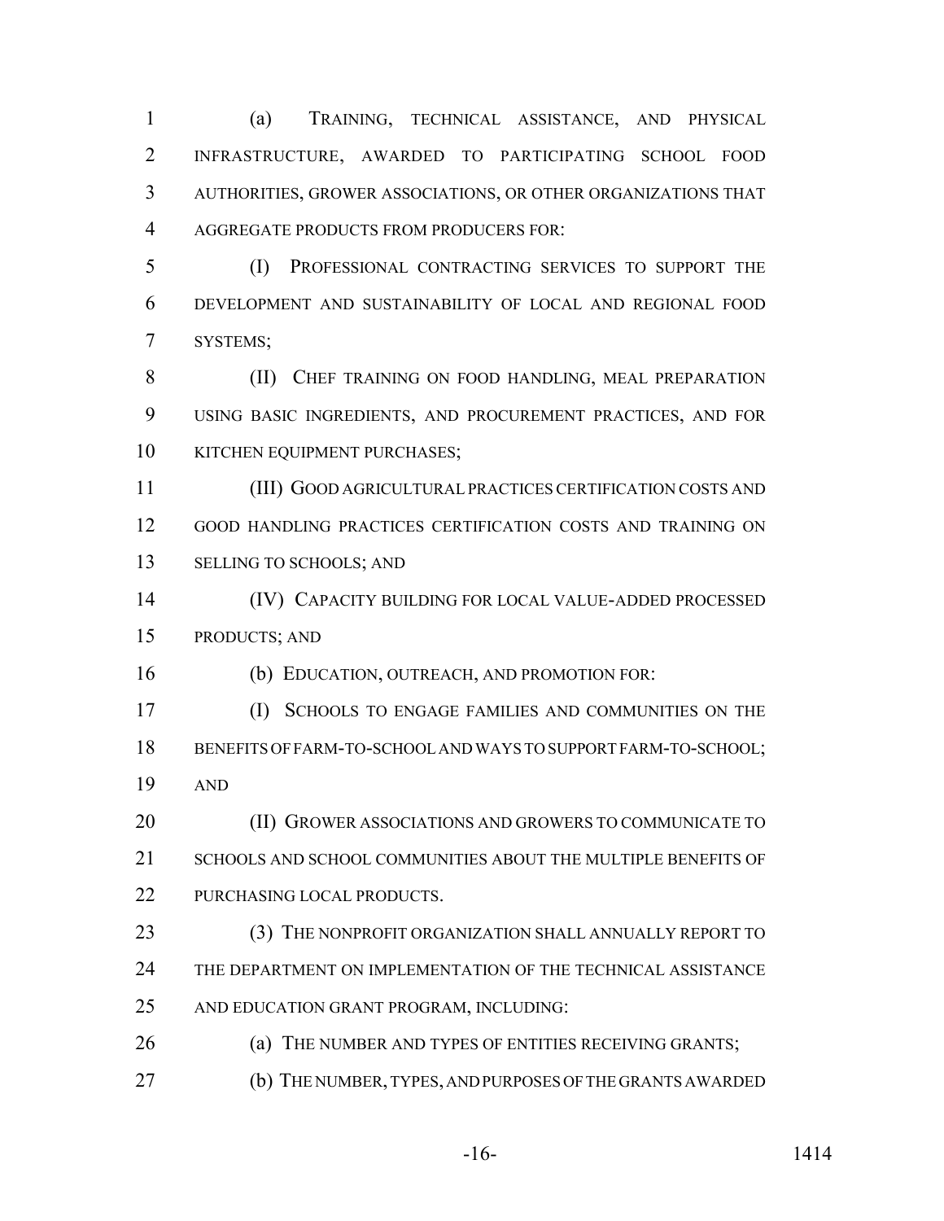(a) TRAINING, TECHNICAL ASSISTANCE, AND PHYSICAL INFRASTRUCTURE, AWARDED TO PARTICIPATING SCHOOL FOOD AUTHORITIES, GROWER ASSOCIATIONS, OR OTHER ORGANIZATIONS THAT AGGREGATE PRODUCTS FROM PRODUCERS FOR:

(I) PROFESSIONAL CONTRACTING SERVICES TO SUPPORT THE DEVELOPMENT AND SUSTAINABILITY OF LOCAL AND REGIONAL FOOD SYSTEMS;

(II) CHEF TRAINING ON FOOD HANDLING, MEAL PREPARATION USING BASIC INGREDIENTS, AND PROCUREMENT PRACTICES, AND FOR KITCHEN EQUIPMENT PURCHASES;

(III) GOOD AGRICULTURAL PRACTICES CERTIFICATION COSTS AND GOOD HANDLING PRACTICES CERTIFICATION COSTS AND TRAINING ON SELLING TO SCHOOLS; AND

(IV) CAPACITY BUILDING FOR LOCAL VALUE-ADDED PROCESSED PRODUCTS; AND

(b) EDUCATION, OUTREACH, AND PROMOTION FOR:

(I) SCHOOLS TO ENGAGE FAMILIES AND COMMUNITIES ON THE BENEFITS OF FARM-TO-SCHOOL AND WAYS TO SUPPORT FARM-TO-SCHOOL; AND

(II) GROWER ASSOCIATIONS AND GROWERS TO COMMUNICATE TO SCHOOLS AND SCHOOL COMMUNITIES ABOUT THE MULTIPLE BENEFITS OF PURCHASING LOCAL PRODUCTS.

(3) THE NONPROFIT ORGANIZATION SHALL ANNUALLY REPORT TO THE DEPARTMENT ON IMPLEMENTATION OF THE TECHNICAL ASSISTANCE AND EDUCATION GRANT PROGRAM, INCLUDING:

(a) THE NUMBER AND TYPES OF ENTITIES RECEIVING GRANTS;

(b) THE NUMBER, TYPES, AND PURPOSES OF THE GRANTS AWARDED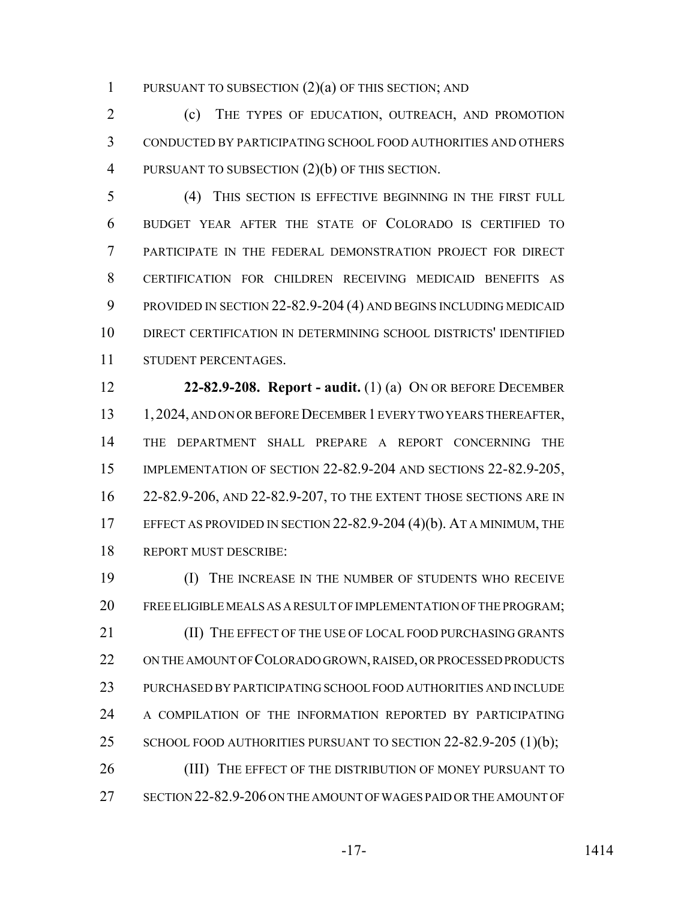PURSUANT TO SUBSECTION (2)(a) OF THIS SECTION; AND

(c) THE TYPES OF EDUCATION, OUTREACH, AND PROMOTION CONDUCTED BY PARTICIPATING SCHOOL FOOD AUTHORITIES AND OTHERS PURSUANT TO SUBSECTION (2)(b) OF THIS SECTION.

(4) THIS SECTION IS EFFECTIVE BEGINNING IN THE FIRST FULL BUDGET YEAR AFTER THE STATE OF COLORADO IS CERTIFIED TO PARTICIPATE IN THE FEDERAL DEMONSTRATION PROJECT FOR DIRECT CERTIFICATION FOR CHILDREN RECEIVING MEDICAID BENEFITS AS PROVIDED IN SECTION 22-82.9-204 (4) AND BEGINS INCLUDING MEDICAID DIRECT CERTIFICATION IN DETERMINING SCHOOL DISTRICTS' IDENTIFIED STUDENT PERCENTAGES.

**22-82.9-208. Report - audit.** (1) (a) ON OR BEFORE DECEMBER 1, 2024, AND ON OR BEFORE DECEMBER 1 EVERY TWO YEARS THEREAFTER, THE DEPARTMENT SHALL PREPARE A REPORT CONCERNING THE IMPLEMENTATION OF SECTION 22-82.9-204 AND SECTIONS 22-82.9-205, 22-82.9-206, AND 22-82.9-207, TO THE EXTENT THOSE SECTIONS ARE IN EFFECT AS PROVIDED IN SECTION 22-82.9-204 (4)(b). AT A MINIMUM, THE REPORT MUST DESCRIBE:

(I) THE INCREASE IN THE NUMBER OF STUDENTS WHO RECEIVE FREE ELIGIBLE MEALS AS A RESULT OF IMPLEMENTATION OF THE PROGRAM;

(II) THE EFFECT OF THE USE OF LOCAL FOOD PURCHASING GRANTS ON THE AMOUNT OF COLORADO GROWN, RAISED, OR PROCESSED PRODUCTS PURCHASED BY PARTICIPATING SCHOOL FOOD AUTHORITIES AND INCLUDE A COMPILATION OF THE INFORMATION REPORTED BY PARTICIPATING SCHOOL FOOD AUTHORITIES PURSUANT TO SECTION 22-82.9-205 (1)(b);

(III) THE EFFECT OF THE DISTRIBUTION OF MONEY PURSUANT TO SECTION 22-82.9-206 ON THE AMOUNT OF WAGES PAID OR THE AMOUNT OF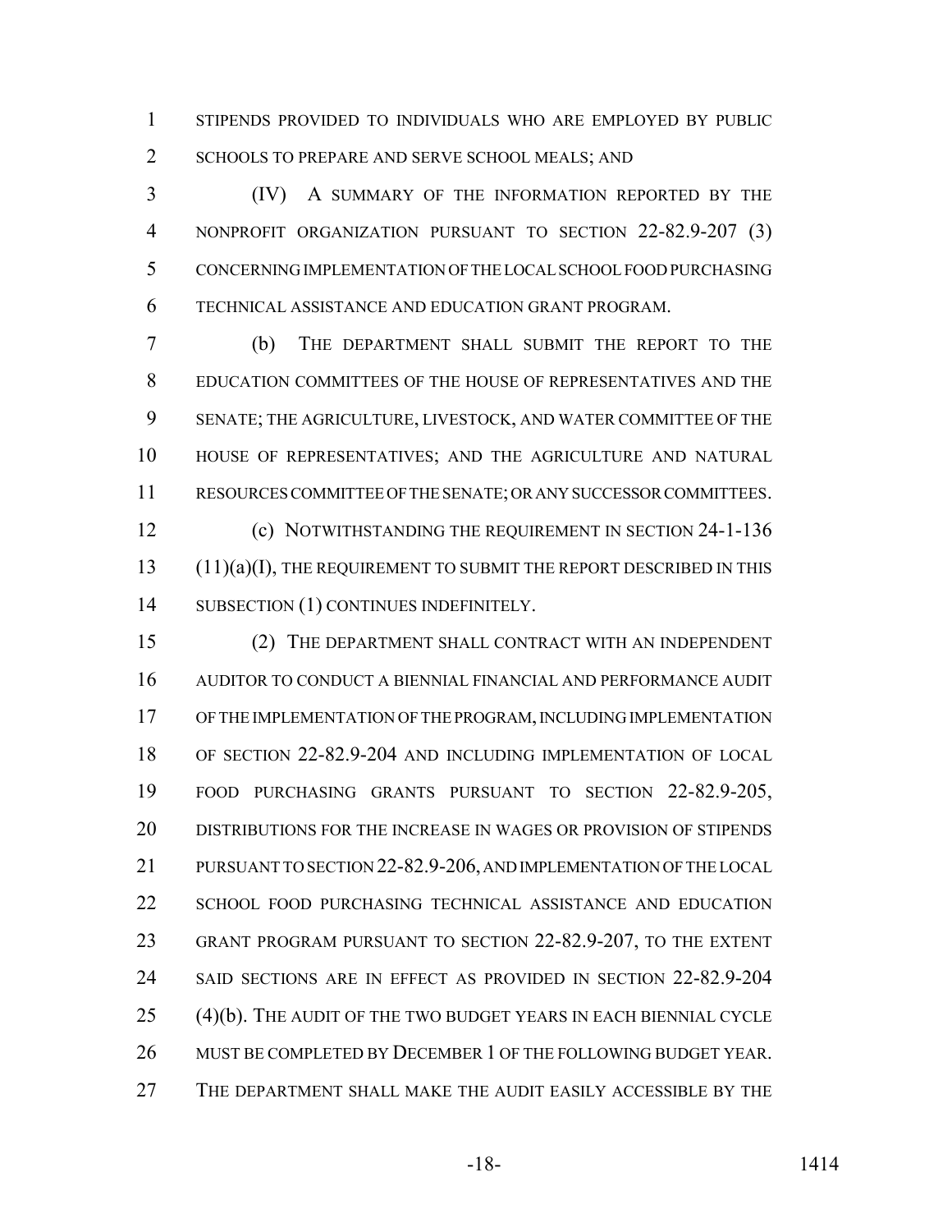STIPENDS PROVIDED TO INDIVIDUALS WHO ARE EMPLOYED BY PUBLIC SCHOOLS TO PREPARE AND SERVE SCHOOL MEALS; AND

(IV) A SUMMARY OF THE INFORMATION REPORTED BY THE NONPROFIT ORGANIZATION PURSUANT TO SECTION 22-82.9-207 (3) CONCERNING IMPLEMENTATION OF THE LOCAL SCHOOL FOOD PURCHASING TECHNICAL ASSISTANCE AND EDUCATION GRANT PROGRAM.

(b) THE DEPARTMENT SHALL SUBMIT THE REPORT TO THE EDUCATION COMMITTEES OF THE HOUSE OF REPRESENTATIVES AND THE SENATE; THE AGRICULTURE, LIVESTOCK, AND WATER COMMITTEE OF THE HOUSE OF REPRESENTATIVES; AND THE AGRICULTURE AND NATURAL RESOURCES COMMITTEE OF THE SENATE; OR ANY SUCCESSOR COMMITTEES.

(c) NOTWITHSTANDING THE REQUIREMENT IN SECTION 24-1-136 (11)(a)(I), THE REQUIREMENT TO SUBMIT THE REPORT DESCRIBED IN THIS SUBSECTION (1) CONTINUES INDEFINITELY.

(2) THE DEPARTMENT SHALL CONTRACT WITH AN INDEPENDENT AUDITOR TO CONDUCT A BIENNIAL FINANCIAL AND PERFORMANCE AUDIT OF THE IMPLEMENTATION OF THE PROGRAM, INCLUDING IMPLEMENTATION OF SECTION 22-82.9-204 AND INCLUDING IMPLEMENTATION OF LOCAL FOOD PURCHASING GRANTS PURSUANT TO SECTION 22-82.9-205, DISTRIBUTIONS FOR THE INCREASE IN WAGES OR PROVISION OF STIPENDS PURSUANT TO SECTION 22-82.9-206, AND IMPLEMENTATION OF THE LOCAL SCHOOL FOOD PURCHASING TECHNICAL ASSISTANCE AND EDUCATION GRANT PROGRAM PURSUANT TO SECTION 22-82.9-207, TO THE EXTENT SAID SECTIONS ARE IN EFFECT AS PROVIDED IN SECTION 22-82.9-204 (4)(b). THE AUDIT OF THE TWO BUDGET YEARS IN EACH BIENNIAL CYCLE MUST BE COMPLETED BY DECEMBER 1 OF THE FOLLOWING BUDGET YEAR. THE DEPARTMENT SHALL MAKE THE AUDIT EASILY ACCESSIBLE BY THE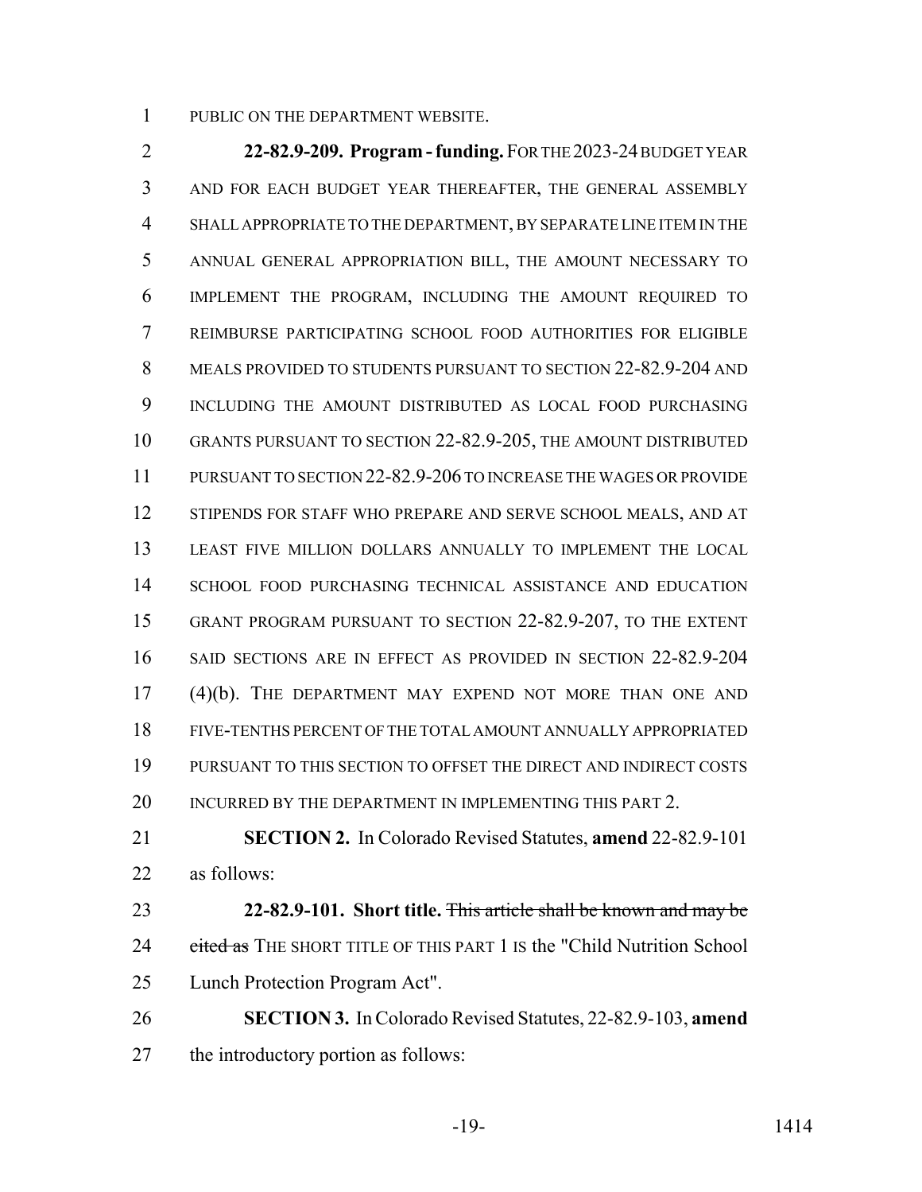PUBLIC ON THE DEPARTMENT WEBSITE.

**22-82.9-209. Program - funding.** FOR THE 2023-24 BUDGET YEAR AND FOR EACH BUDGET YEAR THEREAFTER, THE GENERAL ASSEMBLY SHALL APPROPRIATE TO THE DEPARTMENT, BY SEPARATE LINE ITEM IN THE ANNUAL GENERAL APPROPRIATION BILL, THE AMOUNT NECESSARY TO IMPLEMENT THE PROGRAM, INCLUDING THE AMOUNT REQUIRED TO REIMBURSE PARTICIPATING SCHOOL FOOD AUTHORITIES FOR ELIGIBLE MEALS PROVIDED TO STUDENTS PURSUANT TO SECTION 22-82.9-204 AND INCLUDING THE AMOUNT DISTRIBUTED AS LOCAL FOOD PURCHASING GRANTS PURSUANT TO SECTION 22-82.9-205, THE AMOUNT DISTRIBUTED PURSUANT TO SECTION 22-82.9-206 TO INCREASE THE WAGES OR PROVIDE STIPENDS FOR STAFF WHO PREPARE AND SERVE SCHOOL MEALS, AND AT LEAST FIVE MILLION DOLLARS ANNUALLY TO IMPLEMENT THE LOCAL SCHOOL FOOD PURCHASING TECHNICAL ASSISTANCE AND EDUCATION GRANT PROGRAM PURSUANT TO SECTION 22-82.9-207, TO THE EXTENT SAID SECTIONS ARE IN EFFECT AS PROVIDED IN SECTION 22-82.9-204 (4)(b). THE DEPARTMENT MAY EXPEND NOT MORE THAN ONE AND FIVE-TENTHS PERCENT OF THE TOTAL AMOUNT ANNUALLY APPROPRIATED PURSUANT TO THIS SECTION TO OFFSET THE DIRECT AND INDIRECT COSTS INCURRED BY THE DEPARTMENT IN IMPLEMENTING THIS PART 2.

**SECTION 2.** In Colorado Revised Statutes, **amend** 22-82.9-101 as follows:

**22-82.9-101. Short title.** ~~This article shall be known and may be cited as~~ THE SHORT TITLE OF THIS PART 1 IS the "Child Nutrition School Lunch Protection Program Act".

**SECTION 3.** In Colorado Revised Statutes, 22-82.9-103, **amend** the introductory portion as follows: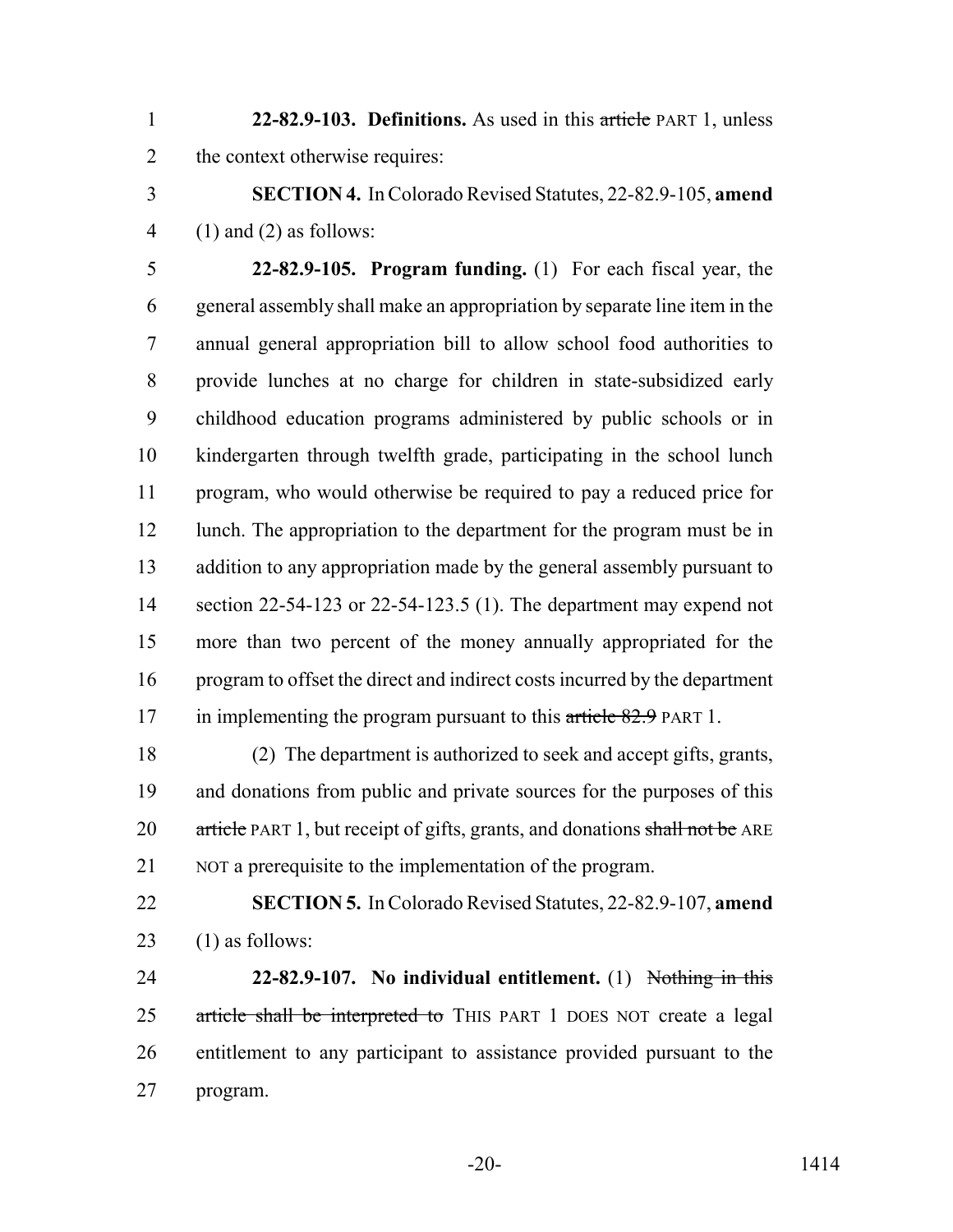**22-82.9-103. Definitions.** As used in this ~~article~~ PART 1, unless the context otherwise requires:

**SECTION 4.** In Colorado Revised Statutes, 22-82.9-105, **amend** (1) and (2) as follows:

**22-82.9-105. Program funding.** (1) For each fiscal year, the general assembly shall make an appropriation by separate line item in the annual general appropriation bill to allow school food authorities to provide lunches at no charge for children in state-subsidized early childhood education programs administered by public schools or in kindergarten through twelfth grade, participating in the school lunch program, who would otherwise be required to pay a reduced price for lunch. The appropriation to the department for the program must be in addition to any appropriation made by the general assembly pursuant to section 22-54-123 or 22-54-123.5 (1). The department may expend not more than two percent of the money annually appropriated for the program to offset the direct and indirect costs incurred by the department in implementing the program pursuant to this ~~article 82.9~~ PART 1.

(2) The department is authorized to seek and accept gifts, grants, and donations from public and private sources for the purposes of this ~~article~~ PART 1, but receipt of gifts, grants, and donations ~~shall not be~~ ARE NOT a prerequisite to the implementation of the program.

**SECTION 5.** In Colorado Revised Statutes, 22-82.9-107, **amend** (1) as follows:

**22-82.9-107. No individual entitlement.** (1) ~~Nothing in this article shall be interpreted to~~ THIS PART 1 DOES NOT create a legal entitlement to any participant to assistance provided pursuant to the program.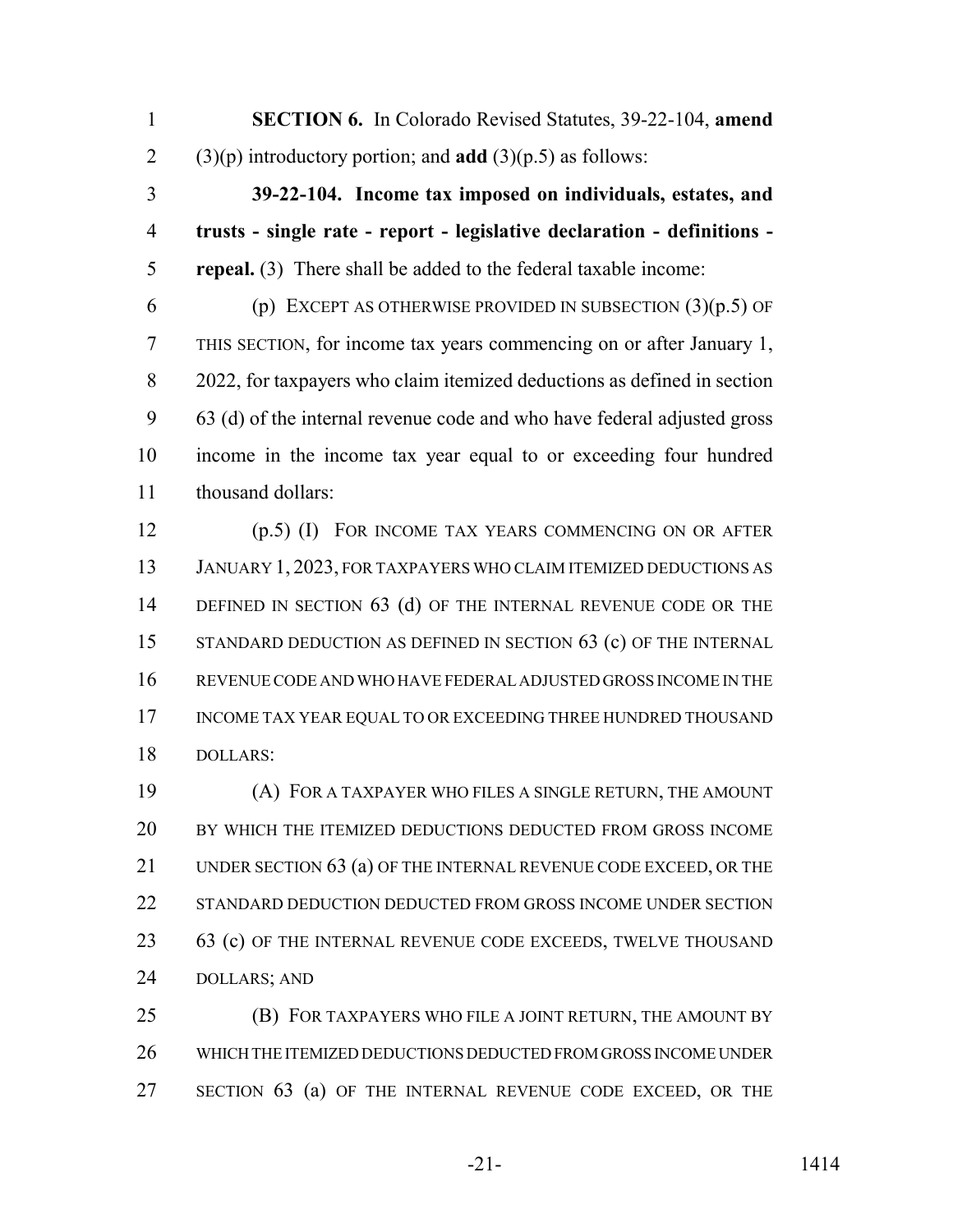**SECTION 6.** In Colorado Revised Statutes, 39-22-104, **amend** (3)(p) introductory portion; and **add** (3)(p.5) as follows:

**39-22-104. Income tax imposed on individuals, estates, and trusts - single rate - report - legislative declaration - definitions - repeal.** (3) There shall be added to the federal taxable income:

(p) EXCEPT AS OTHERWISE PROVIDED IN SUBSECTION (3)(p.5) OF THIS SECTION, for income tax years commencing on or after January 1, 2022, for taxpayers who claim itemized deductions as defined in section 63 (d) of the internal revenue code and who have federal adjusted gross income in the income tax year equal to or exceeding four hundred thousand dollars:

(p.5) (I) FOR INCOME TAX YEARS COMMENCING ON OR AFTER JANUARY 1, 2023, FOR TAXPAYERS WHO CLAIM ITEMIZED DEDUCTIONS AS DEFINED IN SECTION 63 (d) OF THE INTERNAL REVENUE CODE OR THE STANDARD DEDUCTION AS DEFINED IN SECTION 63 (c) OF THE INTERNAL REVENUE CODE AND WHO HAVE FEDERAL ADJUSTED GROSS INCOME IN THE INCOME TAX YEAR EQUAL TO OR EXCEEDING THREE HUNDRED THOUSAND DOLLARS:

(A) FOR A TAXPAYER WHO FILES A SINGLE RETURN, THE AMOUNT BY WHICH THE ITEMIZED DEDUCTIONS DEDUCTED FROM GROSS INCOME UNDER SECTION 63 (a) OF THE INTERNAL REVENUE CODE EXCEED, OR THE STANDARD DEDUCTION DEDUCTED FROM GROSS INCOME UNDER SECTION 63 (c) OF THE INTERNAL REVENUE CODE EXCEEDS, TWELVE THOUSAND DOLLARS; AND

(B) FOR TAXPAYERS WHO FILE A JOINT RETURN, THE AMOUNT BY WHICH THE ITEMIZED DEDUCTIONS DEDUCTED FROM GROSS INCOME UNDER SECTION 63 (a) OF THE INTERNAL REVENUE CODE EXCEED, OR THE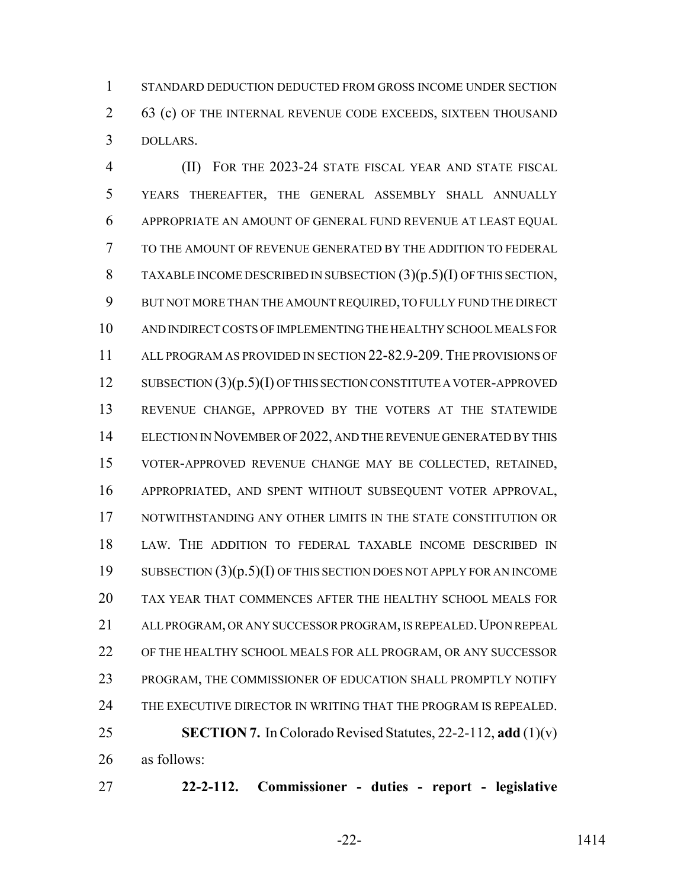STANDARD DEDUCTION DEDUCTED FROM GROSS INCOME UNDER SECTION 63 (c) OF THE INTERNAL REVENUE CODE EXCEEDS, SIXTEEN THOUSAND DOLLARS.

(II) FOR THE 2023-24 STATE FISCAL YEAR AND STATE FISCAL YEARS THEREAFTER, THE GENERAL ASSEMBLY SHALL ANNUALLY APPROPRIATE AN AMOUNT OF GENERAL FUND REVENUE AT LEAST EQUAL TO THE AMOUNT OF REVENUE GENERATED BY THE ADDITION TO FEDERAL TAXABLE INCOME DESCRIBED IN SUBSECTION (3)(p.5)(I) OF THIS SECTION, BUT NOT MORE THAN THE AMOUNT REQUIRED, TO FULLY FUND THE DIRECT AND INDIRECT COSTS OF IMPLEMENTING THE HEALTHY SCHOOL MEALS FOR ALL PROGRAM AS PROVIDED IN SECTION 22-82.9-209. THE PROVISIONS OF SUBSECTION (3)(p.5)(I) OF THIS SECTION CONSTITUTE A VOTER-APPROVED REVENUE CHANGE, APPROVED BY THE VOTERS AT THE STATEWIDE ELECTION IN NOVEMBER OF 2022, AND THE REVENUE GENERATED BY THIS VOTER-APPROVED REVENUE CHANGE MAY BE COLLECTED, RETAINED, APPROPRIATED, AND SPENT WITHOUT SUBSEQUENT VOTER APPROVAL, NOTWITHSTANDING ANY OTHER LIMITS IN THE STATE CONSTITUTION OR LAW. THE ADDITION TO FEDERAL TAXABLE INCOME DESCRIBED IN SUBSECTION (3)(p.5)(I) OF THIS SECTION DOES NOT APPLY FOR AN INCOME TAX YEAR THAT COMMENCES AFTER THE HEALTHY SCHOOL MEALS FOR ALL PROGRAM, OR ANY SUCCESSOR PROGRAM, IS REPEALED. UPON REPEAL OF THE HEALTHY SCHOOL MEALS FOR ALL PROGRAM, OR ANY SUCCESSOR PROGRAM, THE COMMISSIONER OF EDUCATION SHALL PROMPTLY NOTIFY THE EXECUTIVE DIRECTOR IN WRITING THAT THE PROGRAM IS REPEALED.

**SECTION 7.** In Colorado Revised Statutes, 22-2-112, **add** (1)(v) as follows:

**22-2-112. Commissioner - duties - report - legislative**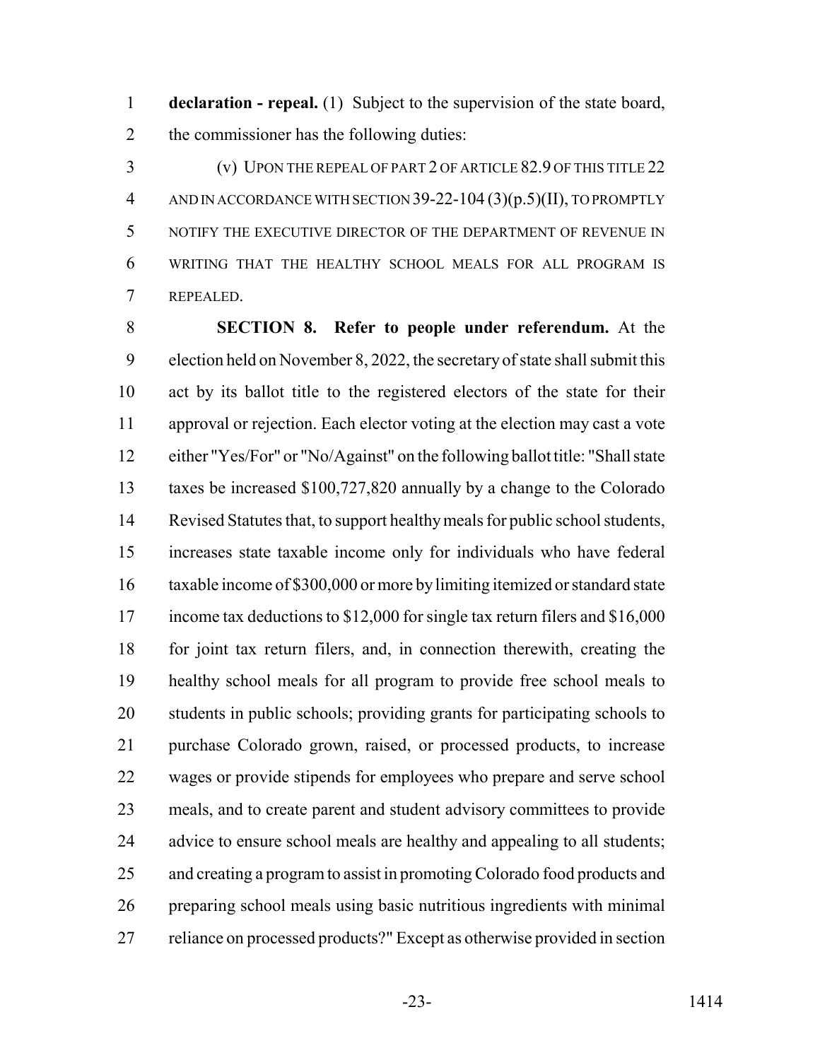**declaration - repeal.** (1) Subject to the supervision of the state board, the commissioner has the following duties:

(v) UPON THE REPEAL OF PART 2 OF ARTICLE 82.9 OF THIS TITLE 22 AND IN ACCORDANCE WITH SECTION 39-22-104 (3)(p.5)(II), TO PROMPTLY NOTIFY THE EXECUTIVE DIRECTOR OF THE DEPARTMENT OF REVENUE IN WRITING THAT THE HEALTHY SCHOOL MEALS FOR ALL PROGRAM IS REPEALED.

**SECTION 8. Refer to people under referendum.** At the election held on November 8, 2022, the secretary of state shall submit this act by its ballot title to the registered electors of the state for their approval or rejection. Each elector voting at the election may cast a vote either "Yes/For" or "No/Against" on the following ballot title: "Shall state taxes be increased $100,727,820 annually by a change to the Colorado Revised Statutes that, to support healthy meals for public school students, increases state taxable income only for individuals who have federal taxable income of $300,000 or more by limiting itemized or standard state income tax deductions to $12,000 for single tax return filers and $16,000 for joint tax return filers, and, in connection therewith, creating the healthy school meals for all program to provide free school meals to students in public schools; providing grants for participating schools to purchase Colorado grown, raised, or processed products, to increase wages or provide stipends for employees who prepare and serve school meals, and to create parent and student advisory committees to provide advice to ensure school meals are healthy and appealing to all students; and creating a program to assist in promoting Colorado food products and preparing school meals using basic nutritious ingredients with minimal reliance on processed products?" Except as otherwise provided in section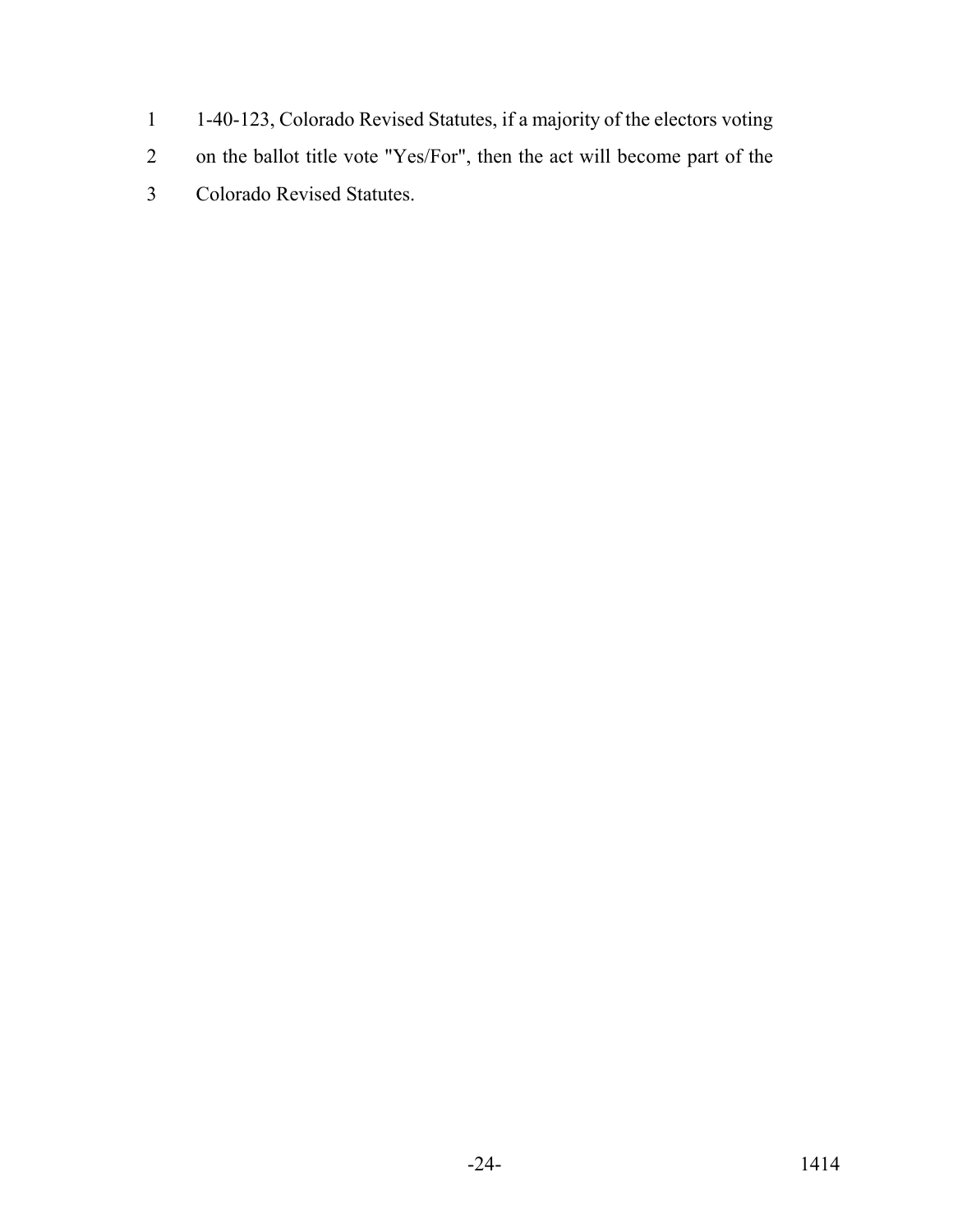1-40-123, Colorado Revised Statutes, if a majority of the electors voting on the ballot title vote "Yes/For", then the act will become part of the Colorado Revised Statutes.